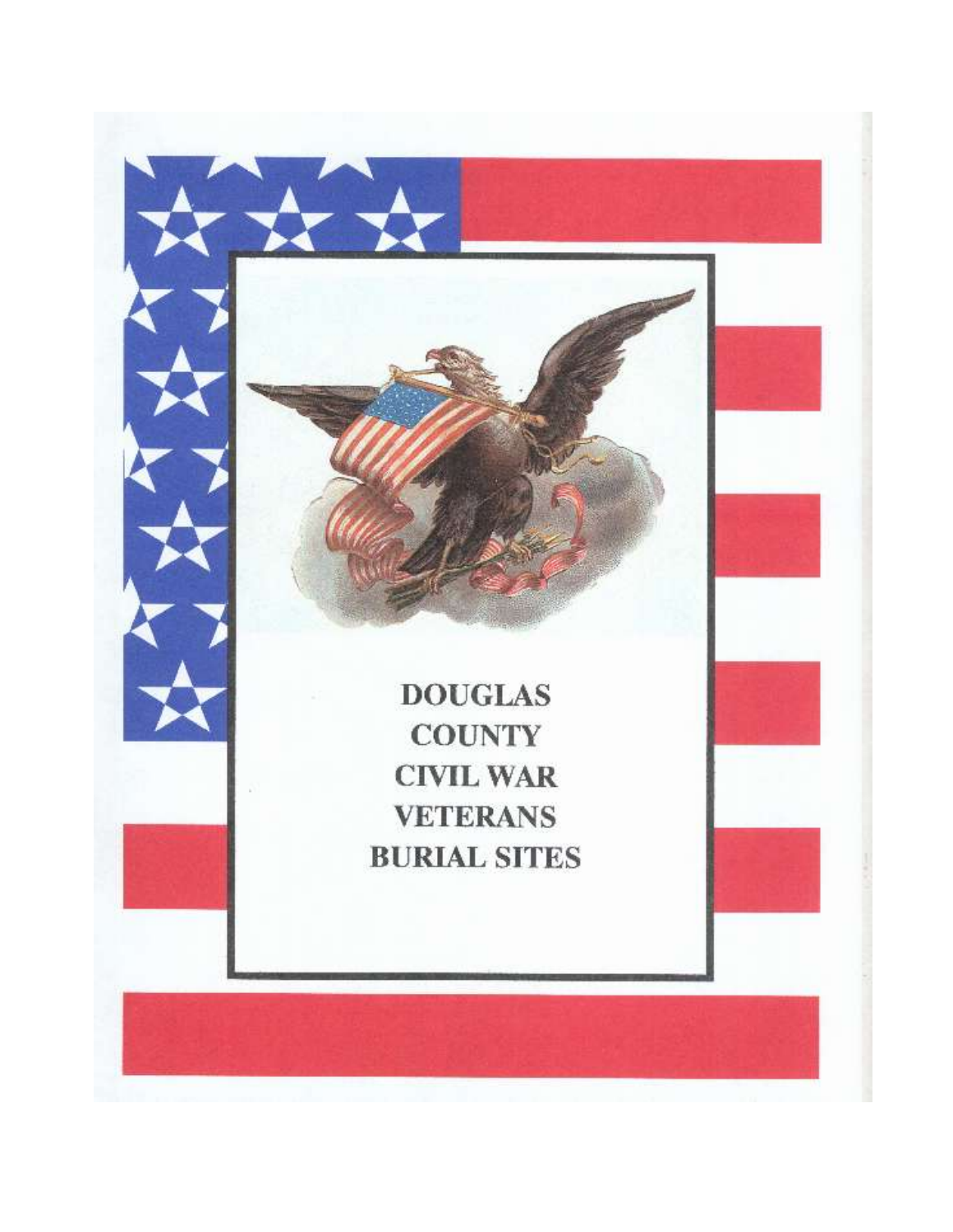# DOUGLAS COUNTY CIVIL WAR VETERANS BURIAL SITES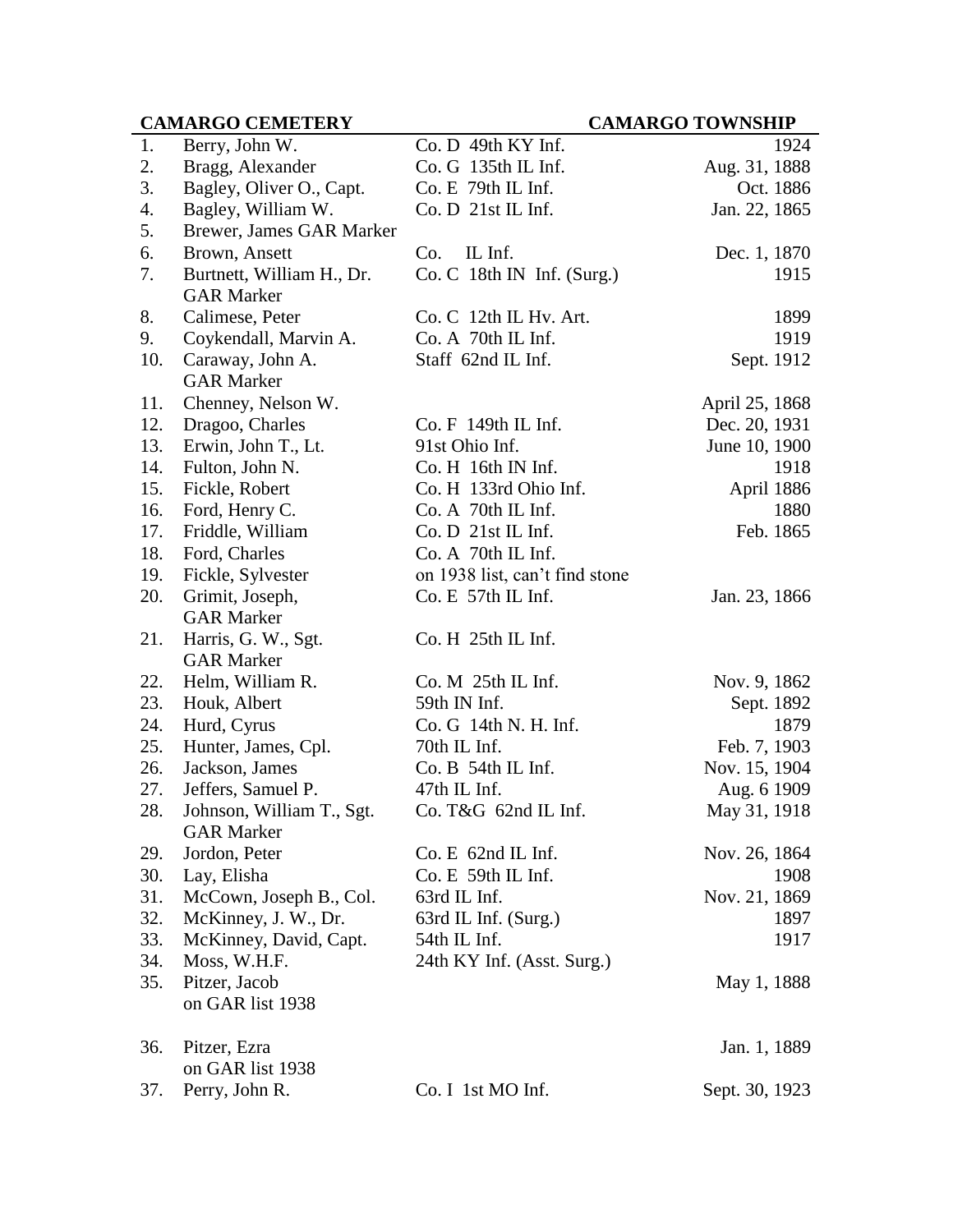**CAMARGO CEMETERY** **CAMARGO TOWNSHIP**

| # | Name | Unit | Date |
|---|---|---|---|
| 1. | Berry, John W. | Co. D 49th KY Inf. | 1924 |
| 2. | Bragg, Alexander | Co. G 135th IL Inf. | Aug. 31, 1888 |
| 3. | Bagley, Oliver O., Capt. | Co. E 79th IL Inf. | Oct. 1886 |
| 4. | Bagley, William W. | Co. D 21st IL Inf. | Jan. 22, 1865 |
| 5. | Brewer, James GAR Marker | | |
| 6. | Brown, Ansett | Co. IL Inf. | Dec. 1, 1870 |
| 7. | Burtnett, William H., Dr. GAR Marker | Co. C 18th IN Inf. (Surg.) | 1915 |
| 8. | Calimese, Peter | Co. C 12th IL Hv. Art. | 1899 |
| 9. | Coykendall, Marvin A. | Co. A 70th IL Inf. | 1919 |
| 10. | Caraway, John A. GAR Marker | Staff 62nd IL Inf. | Sept. 1912 |
| 11. | Chenney, Nelson W. | | April 25, 1868 |
| 12. | Dragoo, Charles | Co. F 149th IL Inf. | Dec. 20, 1931 |
| 13. | Erwin, John T., Lt. | 91st Ohio Inf. | June 10, 1900 |
| 14. | Fulton, John N. | Co. H 16th IN Inf. | 1918 |
| 15. | Fickle, Robert | Co. H 133rd Ohio Inf. | April 1886 |
| 16. | Ford, Henry C. | Co. A 70th IL Inf. | 1880 |
| 17. | Friddle, William | Co. D 21st IL Inf. | Feb. 1865 |
| 18. | Ford, Charles | Co. A 70th IL Inf. | |
| 19. | Fickle, Sylvester | on 1938 list, can't find stone | |
| 20. | Grimit, Joseph, GAR Marker | Co. E 57th IL Inf. | Jan. 23, 1866 |
| 21. | Harris, G. W., Sgt. GAR Marker | Co. H 25th IL Inf. | |
| 22. | Helm, William R. | Co. M 25th IL Inf. | Nov. 9, 1862 |
| 23. | Houk, Albert | 59th IN Inf. | Sept. 1892 |
| 24. | Hurd, Cyrus | Co. G 14th N. H. Inf. | 1879 |
| 25. | Hunter, James, Cpl. | 70th IL Inf. | Feb. 7, 1903 |
| 26. | Jackson, James | Co. B 54th IL Inf. | Nov. 15, 1904 |
| 27. | Jeffers, Samuel P. | 47th IL Inf. | Aug. 6 1909 |
| 28. | Johnson, William T., Sgt. GAR Marker | Co. T&G 62nd IL Inf. | May 31, 1918 |
| 29. | Jordon, Peter | Co. E 62nd IL Inf. | Nov. 26, 1864 |
| 30. | Lay, Elisha | Co. E 59th IL Inf. | 1908 |
| 31. | McCown, Joseph B., Col. | 63rd IL Inf. | Nov. 21, 1869 |
| 32. | McKinney, J. W., Dr. | 63rd IL Inf. (Surg.) | 1897 |
| 33. | McKinney, David, Capt. | 54th IL Inf. | 1917 |
| 34. | Moss, W.H.F. | 24th KY Inf. (Asst. Surg.) | |
| 35. | Pitzer, Jacob on GAR list 1938 | | May 1, 1888 |
| 36. | Pitzer, Ezra on GAR list 1938 | | Jan. 1, 1889 |
| 37. | Perry, John R. | Co. I 1st MO Inf. | Sept. 30, 1923 |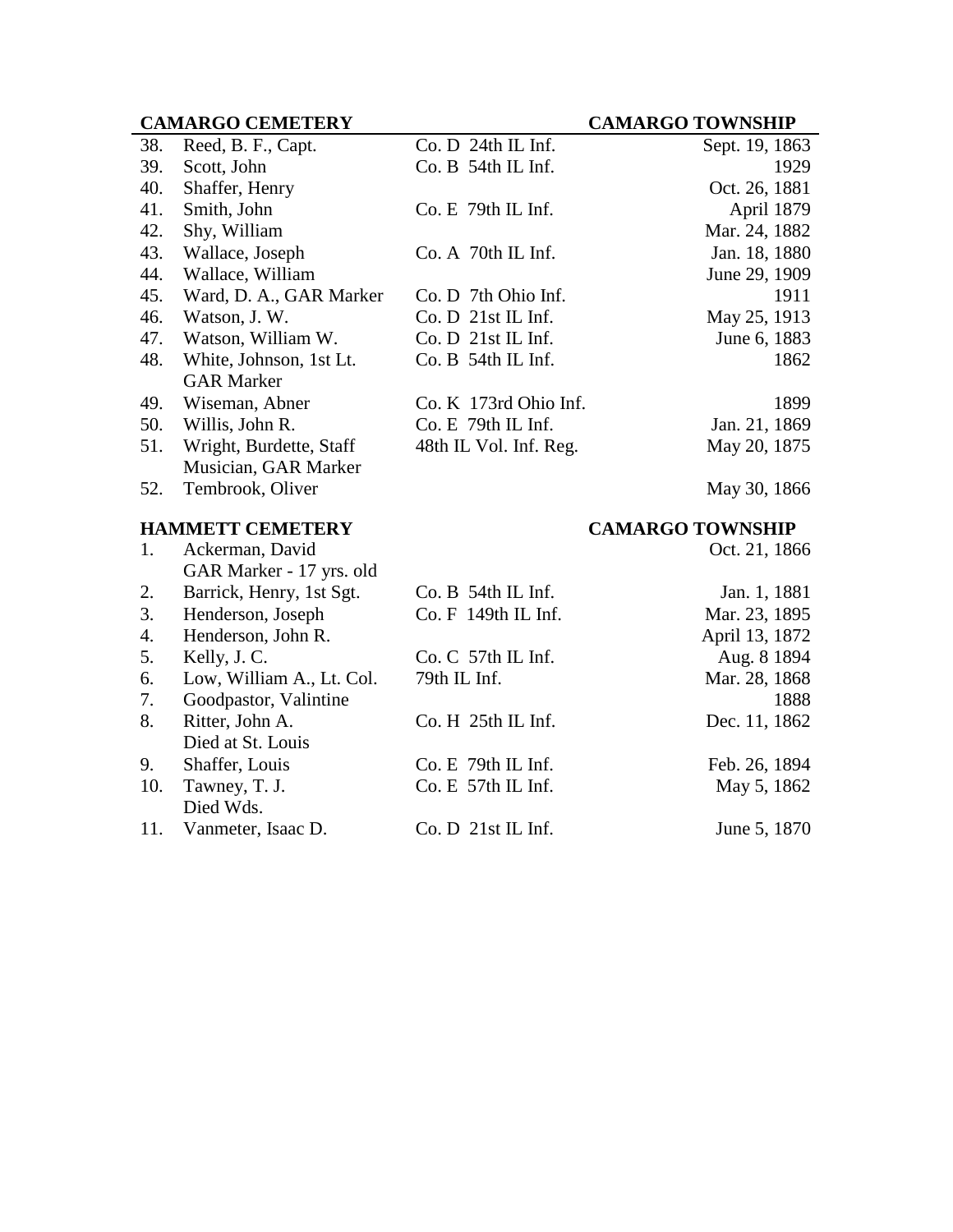**CAMARGO CEMETERY** **CAMARGO TOWNSHIP**

| No. | Name | Unit | Date |
|---|---|---|---|
| 38. | Reed, B. F., Capt. | Co. D 24th IL Inf. | Sept. 19, 1863 |
| 39. | Scott, John | Co. B 54th IL Inf. | 1929 |
| 40. | Shaffer, Henry | | Oct. 26, 1881 |
| 41. | Smith, John | Co. E 79th IL Inf. | April 1879 |
| 42. | Shy, William | | Mar. 24, 1882 |
| 43. | Wallace, Joseph | Co. A 70th IL Inf. | Jan. 18, 1880 |
| 44. | Wallace, William | | June 29, 1909 |
| 45. | Ward, D. A., GAR Marker | Co. D 7th Ohio Inf. | 1911 |
| 46. | Watson, J. W. | Co. D 21st IL Inf. | May 25, 1913 |
| 47. | Watson, William W. | Co. D 21st IL Inf. | June 6, 1883 |
| 48. | White, Johnson, 1st Lt. GAR Marker | Co. B 54th IL Inf. | 1862 |
| 49. | Wiseman, Abner | Co. K 173rd Ohio Inf. | 1899 |
| 50. | Willis, John R. | Co. E 79th IL Inf. | Jan. 21, 1869 |
| 51. | Wright, Burdette, Staff Musician, GAR Marker | 48th IL Vol. Inf. Reg. | May 20, 1875 |
| 52. | Tembrook, Oliver | | May 30, 1866 |

**HAMMETT CEMETERY** **CAMARGO TOWNSHIP**

| No. | Name | Unit | Date |
|---|---|---|---|
| 1. | Ackerman, David GAR Marker - 17 yrs. old | | Oct. 21, 1866 |
| 2. | Barrick, Henry, 1st Sgt. | Co. B 54th IL Inf. | Jan. 1, 1881 |
| 3. | Henderson, Joseph | Co. F 149th IL Inf. | Mar. 23, 1895 |
| 4. | Henderson, John R. | | April 13, 1872 |
| 5. | Kelly, J. C. | Co. C 57th IL Inf. | Aug. 8 1894 |
| 6. | Low, William A., Lt. Col. | 79th IL Inf. | Mar. 28, 1868 |
| 7. | Goodpastor, Valintine | | 1888 |
| 8. | Ritter, John A. Died at St. Louis | Co. H 25th IL Inf. | Dec. 11, 1862 |
| 9. | Shaffer, Louis | Co. E 79th IL Inf. | Feb. 26, 1894 |
| 10. | Tawney, T. J. Died Wds. | Co. E 57th IL Inf. | May 5, 1862 |
| 11. | Vanmeter, Isaac D. | Co. D 21st IL Inf. | June 5, 1870 |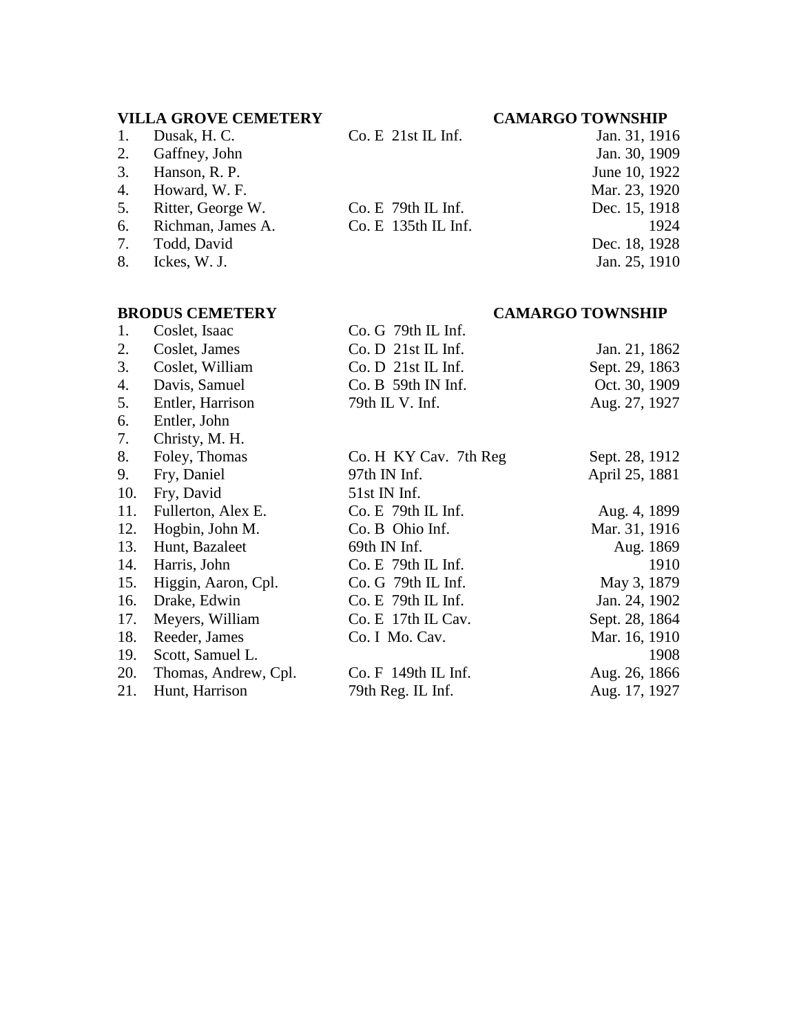**VILLA GROVE CEMETERY** **CAMARGO TOWNSHIP**

| No. | Name | Unit | Date |
|---|---|---|---|
| 1. | Dusak, H. C. | Co. E 21st IL Inf. | Jan. 31, 1916 |
| 2. | Gaffney, John | | Jan. 30, 1909 |
| 3. | Hanson, R. P. | | June 10, 1922 |
| 4. | Howard, W. F. | | Mar. 23, 1920 |
| 5. | Ritter, George W. | Co. E 79th IL Inf. | Dec. 15, 1918 |
| 6. | Richman, James A. | Co. E 135th IL Inf. | 1924 |
| 7. | Todd, David | | Dec. 18, 1928 |
| 8. | Ickes, W. J. | | Jan. 25, 1910 |

**BRODUS CEMETERY** **CAMARGO TOWNSHIP**

| No. | Name | Unit | Date |
|---|---|---|---|
| 1. | Coslet, Isaac | Co. G 79th IL Inf. | |
| 2. | Coslet, James | Co. D 21st IL Inf. | Jan. 21, 1862 |
| 3. | Coslet, William | Co. D 21st IL Inf. | Sept. 29, 1863 |
| 4. | Davis, Samuel | Co. B 59th IN Inf. | Oct. 30, 1909 |
| 5. | Entler, Harrison | 79th IL V. Inf. | Aug. 27, 1927 |
| 6. | Entler, John | | |
| 7. | Christy, M. H. | | |
| 8. | Foley, Thomas | Co. H KY Cav. 7th Reg | Sept. 28, 1912 |
| 9. | Fry, Daniel | 97th IN Inf. | April 25, 1881 |
| 10. | Fry, David | 51st IN Inf. | |
| 11. | Fullerton, Alex E. | Co. E 79th IL Inf. | Aug. 4, 1899 |
| 12. | Hogbin, John M. | Co. B Ohio Inf. | Mar. 31, 1916 |
| 13. | Hunt, Bazaleet | 69th IN Inf. | Aug. 1869 |
| 14. | Harris, John | Co. E 79th IL Inf. | 1910 |
| 15. | Higgin, Aaron, Cpl. | Co. G 79th IL Inf. | May 3, 1879 |
| 16. | Drake, Edwin | Co. E 79th IL Inf. | Jan. 24, 1902 |
| 17. | Meyers, William | Co. E 17th IL Cav. | Sept. 28, 1864 |
| 18. | Reeder, James | Co. I Mo. Cav. | Mar. 16, 1910 |
| 19. | Scott, Samuel L. | | 1908 |
| 20. | Thomas, Andrew, Cpl. | Co. F 149th IL Inf. | Aug. 26, 1866 |
| 21. | Hunt, Harrison | 79th Reg. IL Inf. | Aug. 17, 1927 |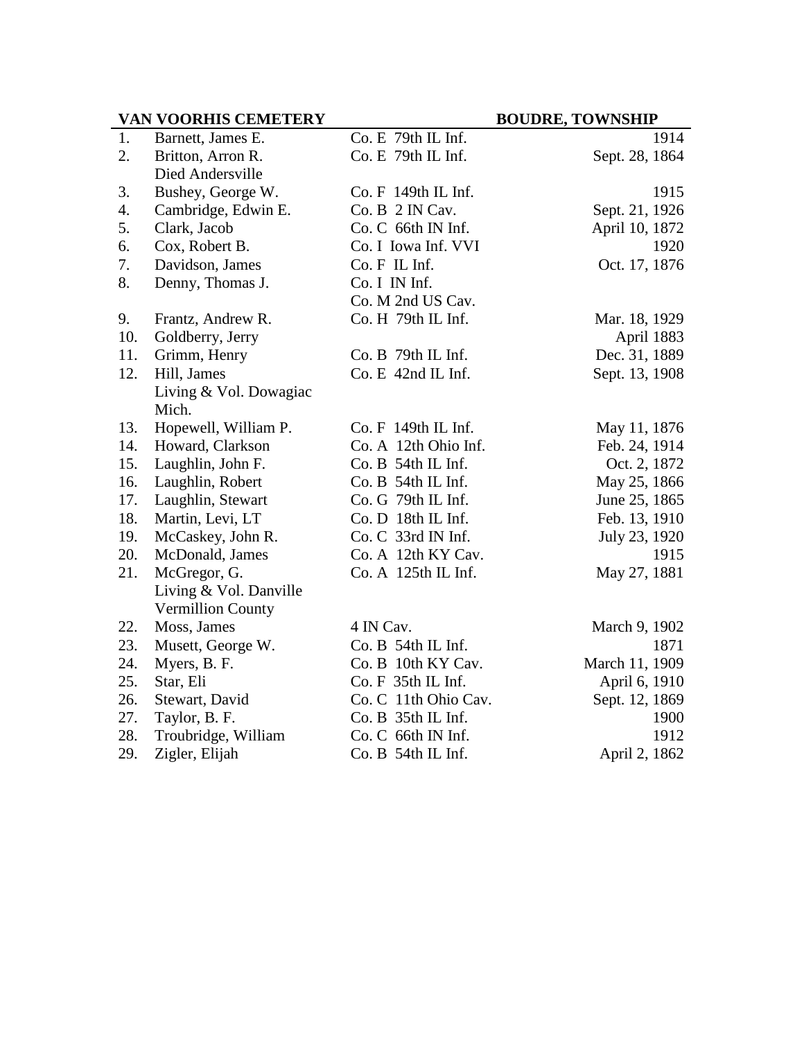| VAN VOORHIS CEMETERY | | | BOUDRE, TOWNSHIP |
|---|---|---|---|
| 1. | Barnett, James E. | Co. E 79th IL Inf. | 1914 |
| 2. | Britton, Arron R.<br>Died Andersville | Co. E 79th IL Inf. | Sept. 28, 1864 |
| 3. | Bushey, George W. | Co. F 149th IL Inf. | 1915 |
| 4. | Cambridge, Edwin E. | Co. B 2 IN Cav. | Sept. 21, 1926 |
| 5. | Clark, Jacob | Co. C 66th IN Inf. | April 10, 1872 |
| 6. | Cox, Robert B. | Co. I Iowa Inf. VVI | 1920 |
| 7. | Davidson, James | Co. F IL Inf. | Oct. 17, 1876 |
| 8. | Denny, Thomas J. | Co. I IN Inf.<br>Co. M 2nd US Cav. | |
| 9. | Frantz, Andrew R. | Co. H 79th IL Inf. | Mar. 18, 1929 |
| 10. | Goldberry, Jerry | | April 1883 |
| 11. | Grimm, Henry | Co. B 79th IL Inf. | Dec. 31, 1889 |
| 12. | Hill, James<br>Living & Vol. Dowagiac Mich. | Co. E 42nd IL Inf. | Sept. 13, 1908 |
| 13. | Hopewell, William P. | Co. F 149th IL Inf. | May 11, 1876 |
| 14. | Howard, Clarkson | Co. A 12th Ohio Inf. | Feb. 24, 1914 |
| 15. | Laughlin, John F. | Co. B 54th IL Inf. | Oct. 2, 1872 |
| 16. | Laughlin, Robert | Co. B 54th IL Inf. | May 25, 1866 |
| 17. | Laughlin, Stewart | Co. G 79th IL Inf. | June 25, 1865 |
| 18. | Martin, Levi, LT | Co. D 18th IL Inf. | Feb. 13, 1910 |
| 19. | McCaskey, John R. | Co. C 33rd IN Inf. | July 23, 1920 |
| 20. | McDonald, James | Co. A 12th KY Cav. | 1915 |
| 21. | McGregor, G.<br>Living & Vol. Danville Vermillion County | Co. A 125th IL Inf. | May 27, 1881 |
| 22. | Moss, James | 4 IN Cav. | March 9, 1902 |
| 23. | Musett, George W. | Co. B 54th IL Inf. | 1871 |
| 24. | Myers, B. F. | Co. B 10th KY Cav. | March 11, 1909 |
| 25. | Star, Eli | Co. F 35th IL Inf. | April 6, 1910 |
| 26. | Stewart, David | Co. C 11th Ohio Cav. | Sept. 12, 1869 |
| 27. | Taylor, B. F. | Co. B 35th IL Inf. | 1900 |
| 28. | Troubridge, William | Co. C 66th IN Inf. | 1912 |
| 29. | Zigler, Elijah | Co. B 54th IL Inf. | April 2, 1862 |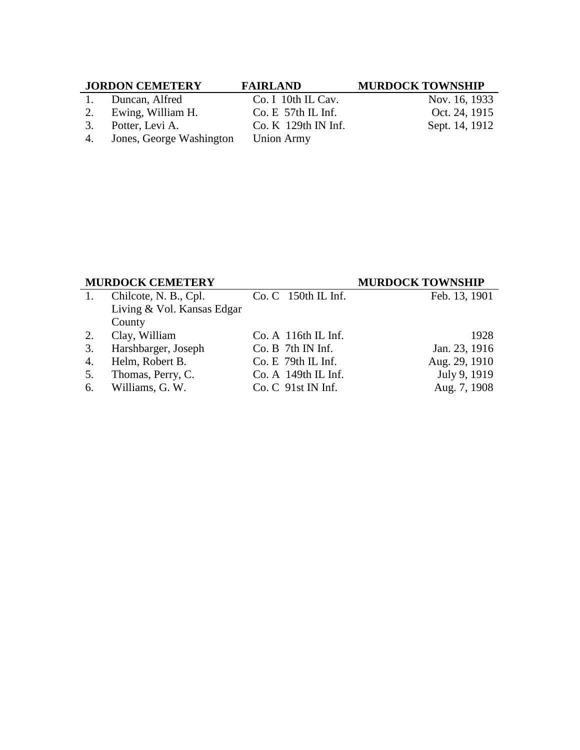| JORDON CEMETERY | FAIRLAND | MURDOCK TOWNSHIP |
|---|---|---|
| 1. Duncan, Alfred | Co. I 10th IL Cav. | Nov. 16, 1933 |
| 2. Ewing, William H. | Co. E 57th IL Inf. | Oct. 24, 1915 |
| 3. Potter, Levi A. | Co. K 129th IN Inf. | Sept. 14, 1912 |
| 4. Jones, George Washington | Union Army | |

| MURDOCK CEMETERY | | MURDOCK TOWNSHIP |
|---|---|---|
| 1. Chilcote, N. B., Cpl. Living & Vol. Kansas Edgar County | Co. C 150th IL Inf. | Feb. 13, 1901 |
| 2. Clay, William | Co. A 116th IL Inf. | 1928 |
| 3. Harshbarger, Joseph | Co. B 7th IN Inf. | Jan. 23, 1916 |
| 4. Helm, Robert B. | Co. E 79th IL Inf. | Aug. 29, 1910 |
| 5. Thomas, Perry, C. | Co. A 149th IL Inf. | July 9, 1919 |
| 6. Williams, G. W. | Co. C 91st IN Inf. | Aug. 7, 1908 |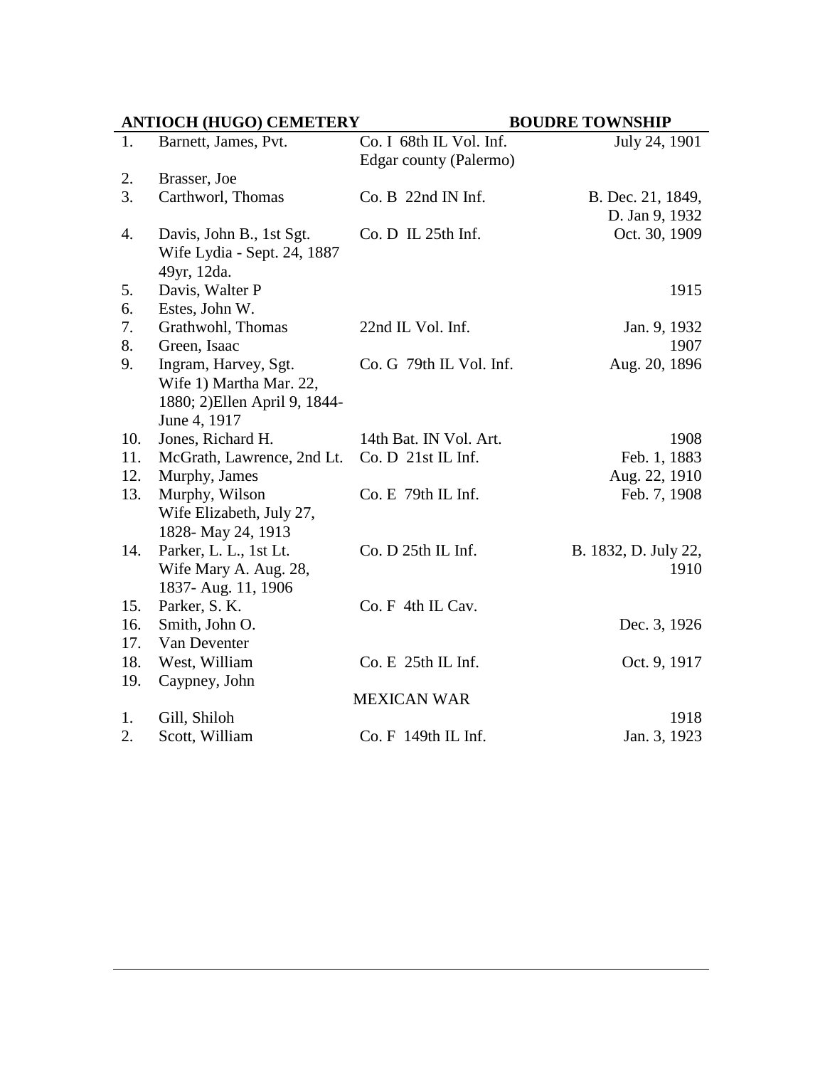| **ANTIOCH (HUGO) CEMETERY** | | | **BOUDRE TOWNSHIP** |
|---|---|---|---|
| 1. | Barnett, James, Pvt. | Co. I 68th IL Vol. Inf. Edgar county (Palermo) | July 24, 1901 |
| 2. | Brasser, Joe | | |
| 3. | Carthworl, Thomas | Co. B 22nd IN Inf. | B. Dec. 21, 1849, D. Jan 9, 1932 |
| 4. | Davis, John B., 1st Sgt. Wife Lydia - Sept. 24, 1887 49yr, 12da. | Co. D IL 25th Inf. | Oct. 30, 1909 |
| 5. | Davis, Walter P | | 1915 |
| 6. | Estes, John W. | | |
| 7. | Grathwohl, Thomas | 22nd IL Vol. Inf. | Jan. 9, 1932 |
| 8. | Green, Isaac | | 1907 |
| 9. | Ingram, Harvey, Sgt. Wife 1) Martha Mar. 22, 1880; 2)Ellen April 9, 1844-June 4, 1917 | Co. G 79th IL Vol. Inf. | Aug. 20, 1896 |
| 10. | Jones, Richard H. | 14th Bat. IN Vol. Art. | 1908 |
| 11. | McGrath, Lawrence, 2nd Lt. | Co. D 21st IL Inf. | Feb. 1, 1883 |
| 12. | Murphy, James | | Aug. 22, 1910 |
| 13. | Murphy, Wilson Wife Elizabeth, July 27, 1828- May 24, 1913 | Co. E 79th IL Inf. | Feb. 7, 1908 |
| 14. | Parker, L. L., 1st Lt. Wife Mary A. Aug. 28, 1837- Aug. 11, 1906 | Co. D 25th IL Inf. | B. 1832, D. July 22, 1910 |
| 15. | Parker, S. K. | Co. F 4th IL Cav. | |
| 16. | Smith, John O. | | Dec. 3, 1926 |
| 17. | Van Deventer | | |
| 18. | West, William | Co. E 25th IL Inf. | Oct. 9, 1917 |
| 19. | Caypney, John | | |
| | | MEXICAN WAR | |
| 1. | Gill, Shiloh | | 1918 |
| 2. | Scott, William | Co. F 149th IL Inf. | Jan. 3, 1923 |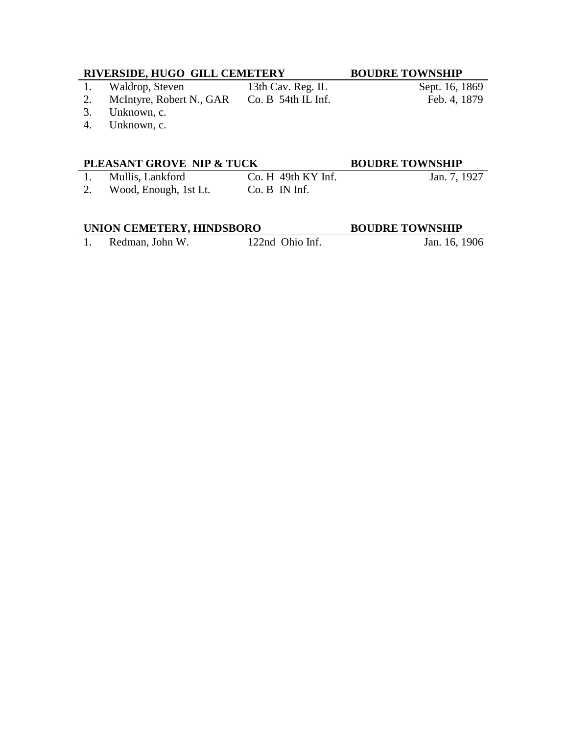| RIVERSIDE, HUGO GILL CEMETERY | | | BOUDRE TOWNSHIP |
|---|---|---|---|
| 1. | Waldrop, Steven | 13th Cav. Reg. IL | Sept. 16, 1869 |
| 2. | McIntyre, Robert N., GAR | Co. B 54th IL Inf. | Feb. 4, 1879 |
| 3. | Unknown, c. | | |
| 4. | Unknown, c. | | |

| PLEASANT GROVE NIP & TUCK | | | BOUDRE TOWNSHIP |
|---|---|---|---|
| 1. | Mullis, Lankford | Co. H 49th KY Inf. | Jan. 7, 1927 |
| 2. | Wood, Enough, 1st Lt. | Co. B IN Inf. | |

| UNION CEMETERY, HINDSBORO | | | BOUDRE TOWNSHIP |
|---|---|---|---|
| 1. | Redman, John W. | 122nd Ohio Inf. | Jan. 16, 1906 |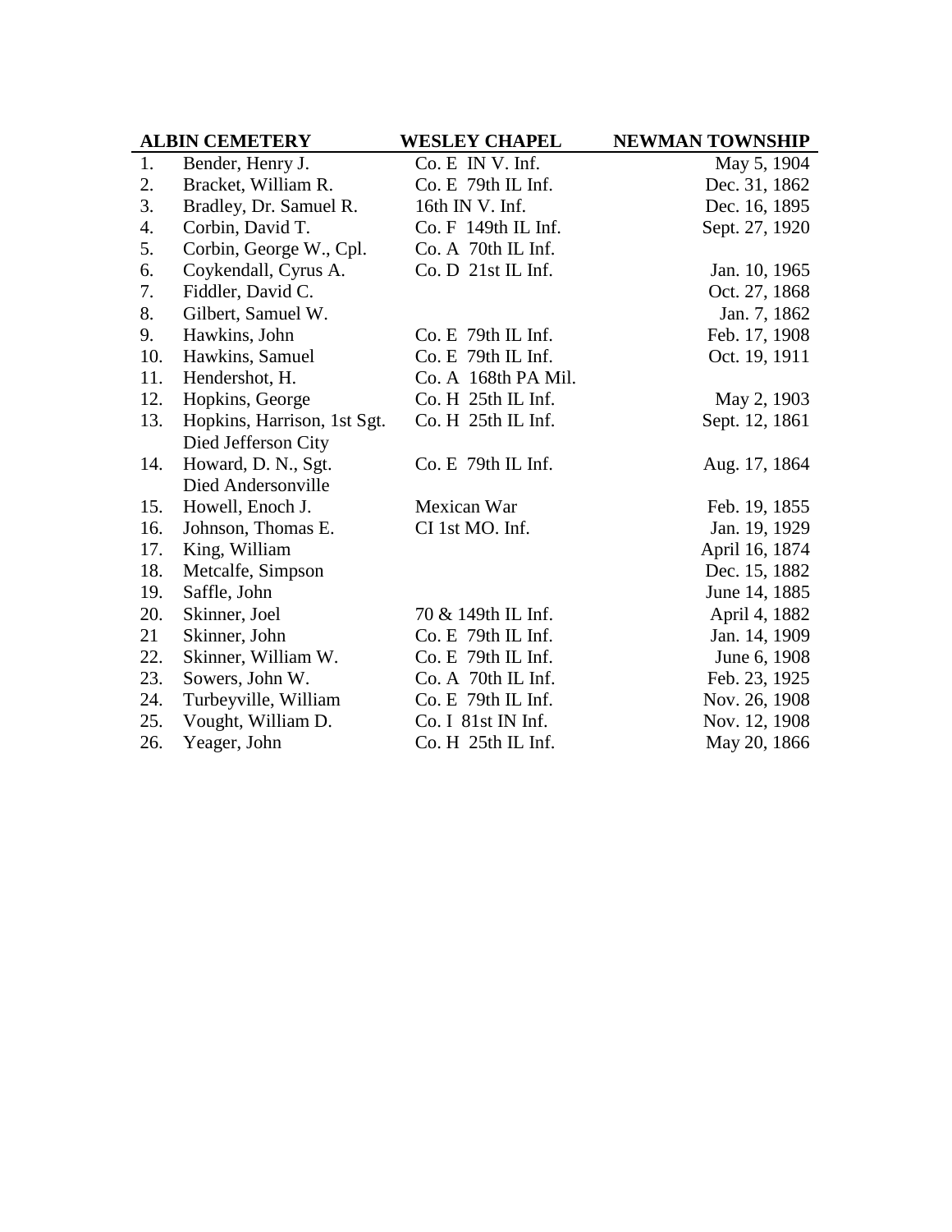| ALBIN CEMETERY | | WESLEY CHAPEL | NEWMAN TOWNSHIP |
|---|---|---|---|
| 1. | Bender, Henry J. | Co. E IN V. Inf. | May 5, 1904 |
| 2. | Bracket, William R. | Co. E 79th IL Inf. | Dec. 31, 1862 |
| 3. | Bradley, Dr. Samuel R. | 16th IN V. Inf. | Dec. 16, 1895 |
| 4. | Corbin, David T. | Co. F 149th IL Inf. | Sept. 27, 1920 |
| 5. | Corbin, George W., Cpl. | Co. A 70th IL Inf. | |
| 6. | Coykendall, Cyrus A. | Co. D 21st IL Inf. | Jan. 10, 1965 |
| 7. | Fiddler, David C. | | Oct. 27, 1868 |
| 8. | Gilbert, Samuel W. | | Jan. 7, 1862 |
| 9. | Hawkins, John | Co. E 79th IL Inf. | Feb. 17, 1908 |
| 10. | Hawkins, Samuel | Co. E 79th IL Inf. | Oct. 19, 1911 |
| 11. | Hendershot, H. | Co. A 168th PA Mil. | |
| 12. | Hopkins, George | Co. H 25th IL Inf. | May 2, 1903 |
| 13. | Hopkins, Harrison, 1st Sgt.<br>Died Jefferson City | Co. H 25th IL Inf. | Sept. 12, 1861 |
| 14. | Howard, D. N., Sgt.<br>Died Andersonville | Co. E 79th IL Inf. | Aug. 17, 1864 |
| 15. | Howell, Enoch J. | Mexican War | Feb. 19, 1855 |
| 16. | Johnson, Thomas E. | CI 1st MO. Inf. | Jan. 19, 1929 |
| 17. | King, William | | April 16, 1874 |
| 18. | Metcalfe, Simpson | | Dec. 15, 1882 |
| 19. | Saffle, John | | June 14, 1885 |
| 20. | Skinner, Joel | 70 & 149th IL Inf. | April 4, 1882 |
| 21 | Skinner, John | Co. E 79th IL Inf. | Jan. 14, 1909 |
| 22. | Skinner, William W. | Co. E 79th IL Inf. | June 6, 1908 |
| 23. | Sowers, John W. | Co. A 70th IL Inf. | Feb. 23, 1925 |
| 24. | Turbeyville, William | Co. E 79th IL Inf. | Nov. 26, 1908 |
| 25. | Vought, William D. | Co. I 81st IN Inf. | Nov. 12, 1908 |
| 26. | Yeager, John | Co. H 25th IL Inf. | May 20, 1866 |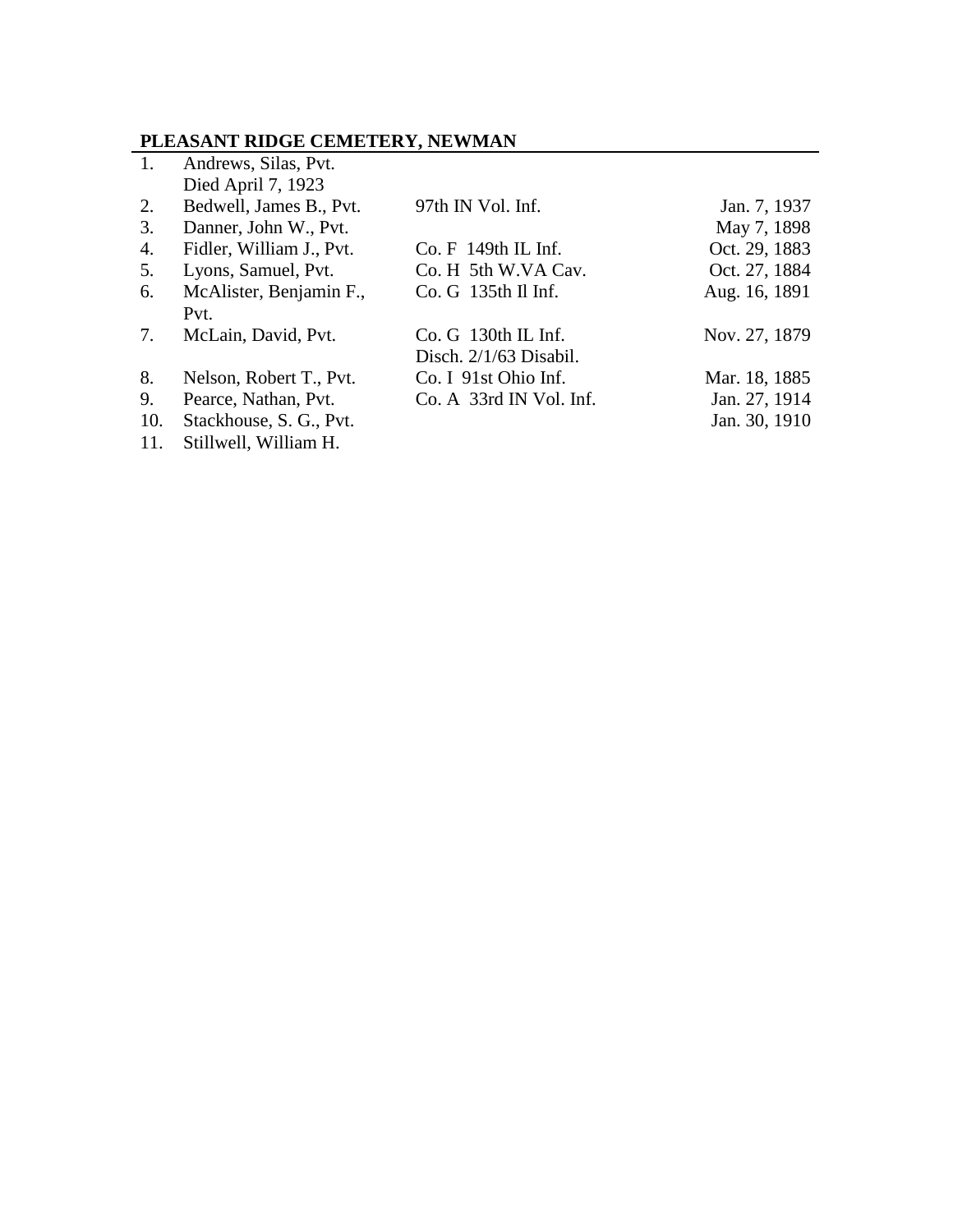**PLEASANT RIDGE CEMETERY, NEWMAN**

| | | | |
|---|---|---|---|
| 1. | Andrews, Silas, Pvt.<br>Died April 7, 1923 | | |
| 2. | Bedwell, James B., Pvt. | 97th IN Vol. Inf. | Jan. 7, 1937 |
| 3. | Danner, John W., Pvt. | | May 7, 1898 |
| 4. | Fidler, William J., Pvt. | Co. F 149th IL Inf. | Oct. 29, 1883 |
| 5. | Lyons, Samuel, Pvt. | Co. H 5th W.VA Cav. | Oct. 27, 1884 |
| 6. | McAlister, Benjamin F., Pvt. | Co. G 135th Il Inf. | Aug. 16, 1891 |
| 7. | McLain, David, Pvt. | Co. G 130th IL Inf.<br>Disch. 2/1/63 Disabil. | Nov. 27, 1879 |
| 8. | Nelson, Robert T., Pvt. | Co. I 91st Ohio Inf. | Mar. 18, 1885 |
| 9. | Pearce, Nathan, Pvt. | Co. A 33rd IN Vol. Inf. | Jan. 27, 1914 |
| 10. | Stackhouse, S. G., Pvt. | | Jan. 30, 1910 |
| 11. | Stillwell, William H. | | |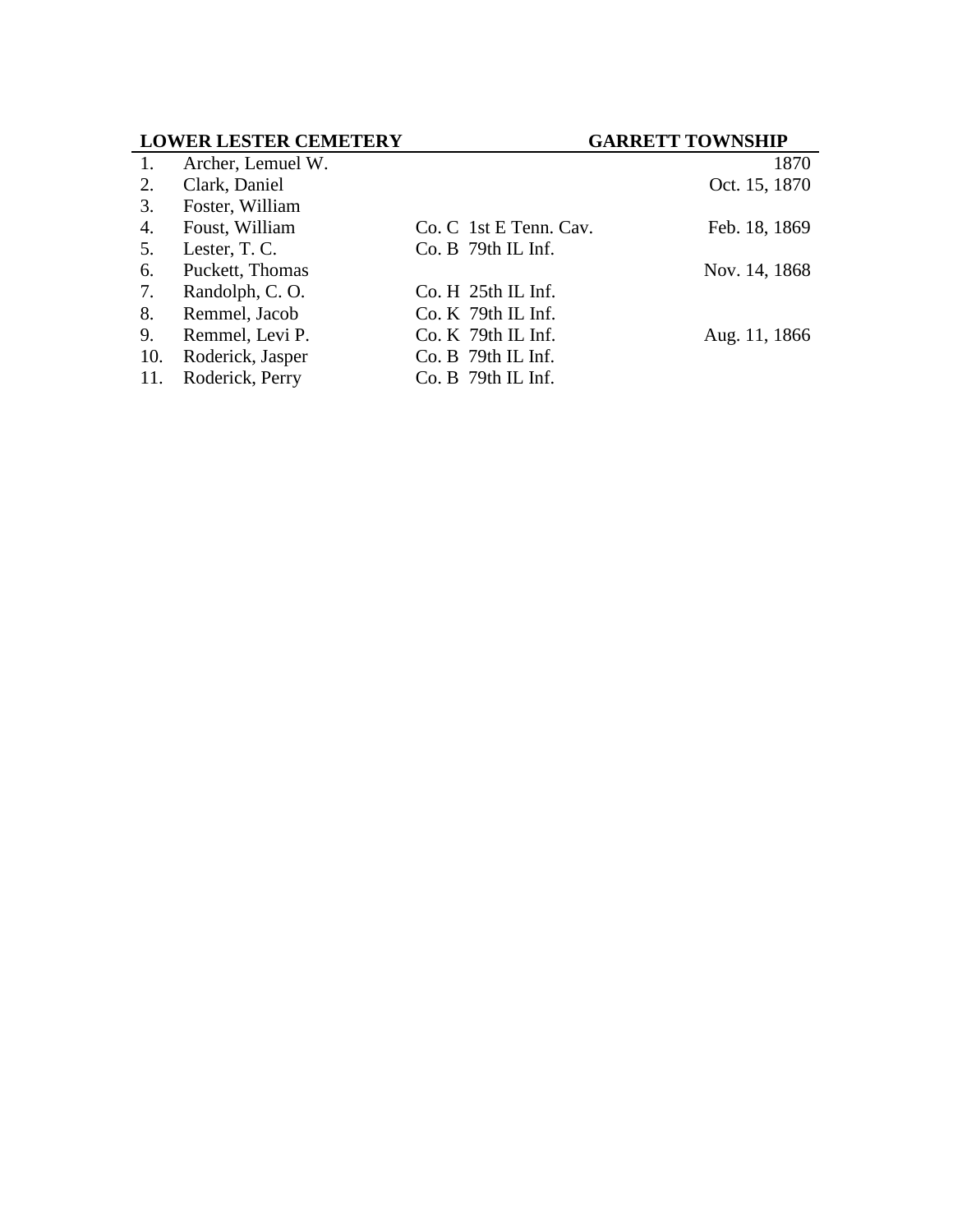| LOWER LESTER CEMETERY | | | GARRETT TOWNSHIP |
|---|---|---|---|
| 1. | Archer, Lemuel W. | | 1870 |
| 2. | Clark, Daniel | | Oct. 15, 1870 |
| 3. | Foster, William | | |
| 4. | Foust, William | Co. C 1st E Tenn. Cav. | Feb. 18, 1869 |
| 5. | Lester, T. C. | Co. B 79th IL Inf. | |
| 6. | Puckett, Thomas | | Nov. 14, 1868 |
| 7. | Randolph, C. O. | Co. H 25th IL Inf. | |
| 8. | Remmel, Jacob | Co. K 79th IL Inf. | |
| 9. | Remmel, Levi P. | Co. K 79th IL Inf. | Aug. 11, 1866 |
| 10. | Roderick, Jasper | Co. B 79th IL Inf. | |
| 11. | Roderick, Perry | Co. B 79th IL Inf. | |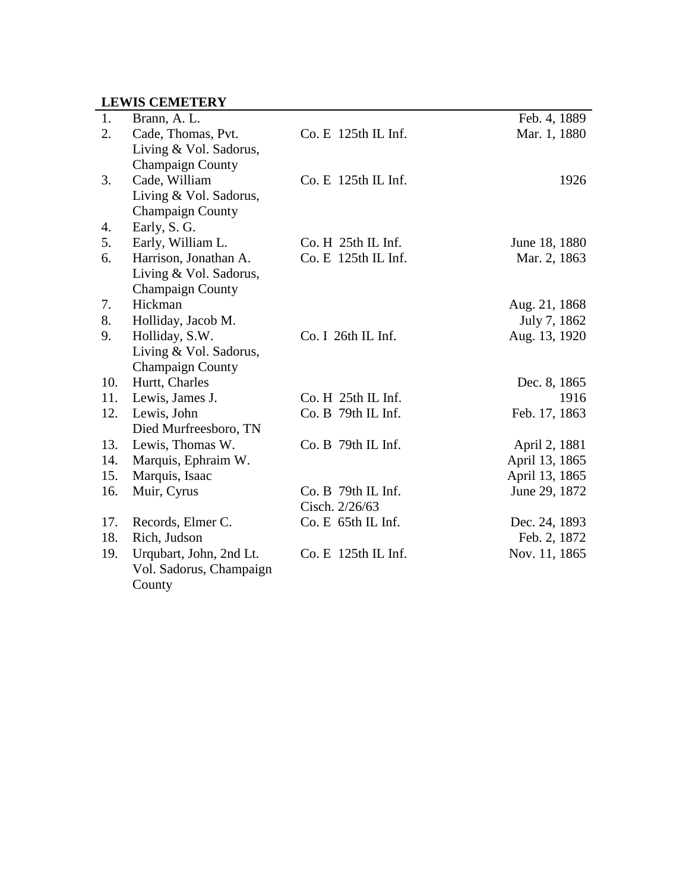**LEWIS CEMETERY**

| | | | |
|---|---|---|---|
| 1. | Brann, A. L. | | Feb. 4, 1889 |
| 2. | Cade, Thomas, Pvt. Living & Vol. Sadorus, Champaign County | Co. E 125th IL Inf. | Mar. 1, 1880 |
| 3. | Cade, William Living & Vol. Sadorus, Champaign County | Co. E 125th IL Inf. | 1926 |
| 4. | Early, S. G. | | |
| 5. | Early, William L. | Co. H 25th IL Inf. | June 18, 1880 |
| 6. | Harrison, Jonathan A. Living & Vol. Sadorus, Champaign County | Co. E 125th IL Inf. | Mar. 2, 1863 |
| 7. | Hickman | | Aug. 21, 1868 |
| 8. | Holliday, Jacob M. | | July 7, 1862 |
| 9. | Holliday, S.W. Living & Vol. Sadorus, Champaign County | Co. I 26th IL Inf. | Aug. 13, 1920 |
| 10. | Hurtt, Charles | | Dec. 8, 1865 |
| 11. | Lewis, James J. | Co. H 25th IL Inf. | 1916 |
| 12. | Lewis, John Died Murfreesboro, TN | Co. B 79th IL Inf. | Feb. 17, 1863 |
| 13. | Lewis, Thomas W. | Co. B 79th IL Inf. | April 2, 1881 |
| 14. | Marquis, Ephraim W. | | April 13, 1865 |
| 15. | Marquis, Isaac | | April 13, 1865 |
| 16. | Muir, Cyrus | Co. B 79th IL Inf. Cisch. 2/26/63 | June 29, 1872 |
| 17. | Records, Elmer C. | Co. E 65th IL Inf. | Dec. 24, 1893 |
| 18. | Rich, Judson | | Feb. 2, 1872 |
| 19. | Urqubart, John, 2nd Lt. Vol. Sadorus, Champaign County | Co. E 125th IL Inf. | Nov. 11, 1865 |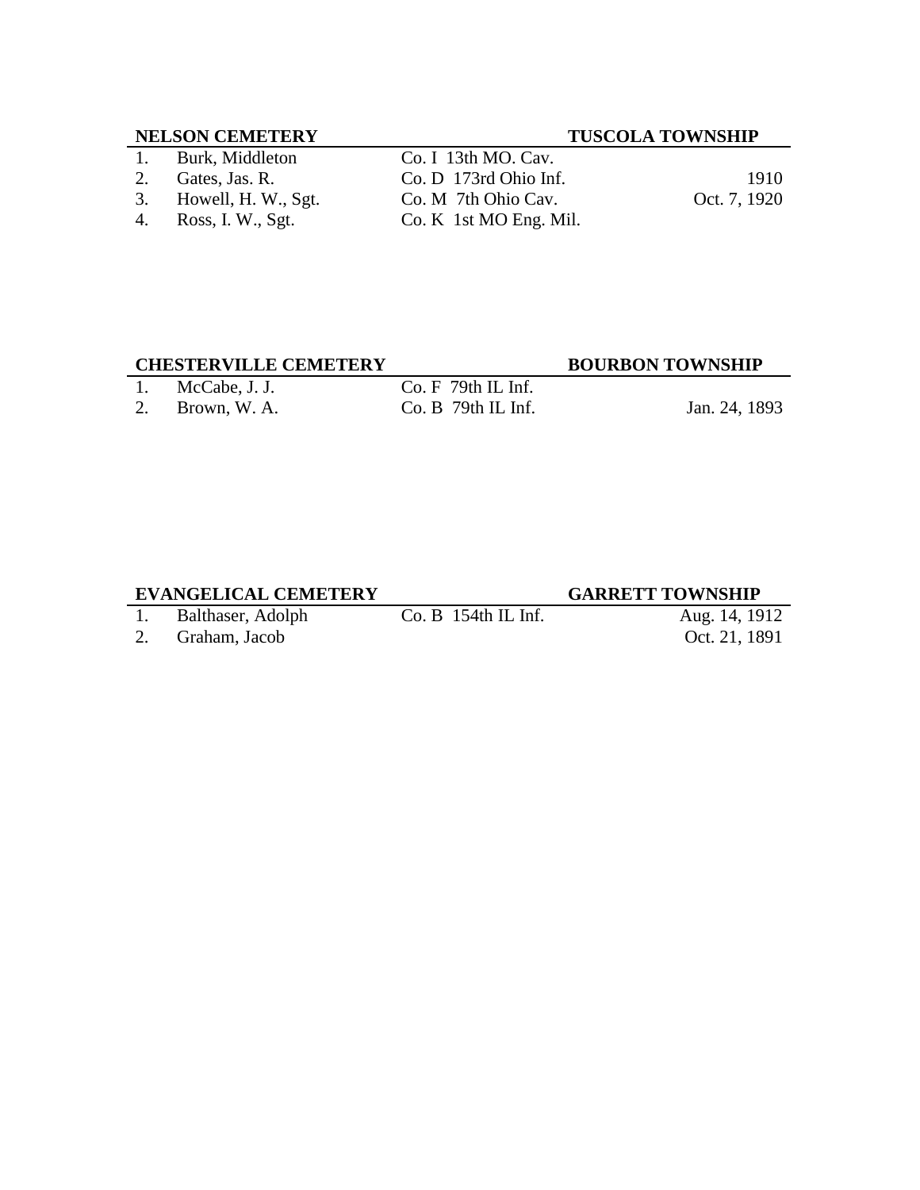| NELSON CEMETERY | | | TUSCOLA TOWNSHIP |
|---|---|---|---|
| 1. | Burk, Middleton | Co. I 13th MO. Cav. | |
| 2. | Gates, Jas. R. | Co. D 173rd Ohio Inf. | 1910 |
| 3. | Howell, H. W., Sgt. | Co. M 7th Ohio Cav. | Oct. 7, 1920 |
| 4. | Ross, I. W., Sgt. | Co. K 1st MO Eng. Mil. | |

| CHESTERVILLE CEMETERY | | | BOURBON TOWNSHIP |
|---|---|---|---|
| 1. | McCabe, J. J. | Co. F 79th IL Inf. | |
| 2. | Brown, W. A. | Co. B 79th IL Inf. | Jan. 24, 1893 |

| EVANGELICAL CEMETERY | | | GARRETT TOWNSHIP |
|---|---|---|---|
| 1. | Balthaser, Adolph | Co. B 154th IL Inf. | Aug. 14, 1912 |
| 2. | Graham, Jacob | | Oct. 21, 1891 |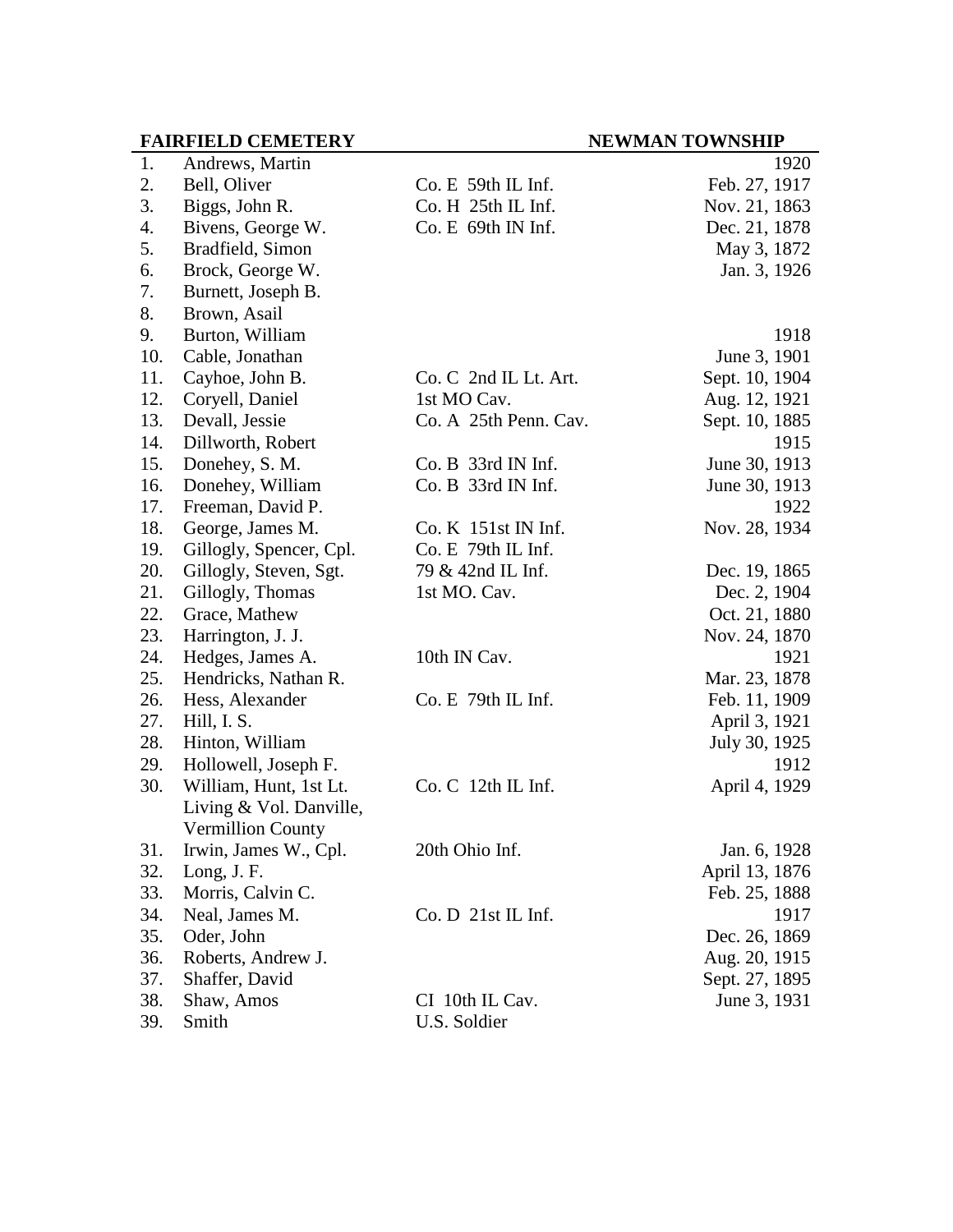**FAIRFIELD CEMETERY** **NEWMAN TOWNSHIP**

| No. | Name | Unit | Date |
|---|---|---|---|
| 1. | Andrews, Martin | | 1920 |
| 2. | Bell, Oliver | Co. E 59th IL Inf. | Feb. 27, 1917 |
| 3. | Biggs, John R. | Co. H 25th IL Inf. | Nov. 21, 1863 |
| 4. | Bivens, George W. | Co. E 69th IN Inf. | Dec. 21, 1878 |
| 5. | Bradfield, Simon | | May 3, 1872 |
| 6. | Brock, George W. | | Jan. 3, 1926 |
| 7. | Burnett, Joseph B. | | |
| 8. | Brown, Asail | | |
| 9. | Burton, William | | 1918 |
| 10. | Cable, Jonathan | | June 3, 1901 |
| 11. | Cayhoe, John B. | Co. C 2nd IL Lt. Art. | Sept. 10, 1904 |
| 12. | Coryell, Daniel | 1st MO Cav. | Aug. 12, 1921 |
| 13. | Devall, Jessie | Co. A 25th Penn. Cav. | Sept. 10, 1885 |
| 14. | Dillworth, Robert | | 1915 |
| 15. | Donehey, S. M. | Co. B 33rd IN Inf. | June 30, 1913 |
| 16. | Donehey, William | Co. B 33rd IN Inf. | June 30, 1913 |
| 17. | Freeman, David P. | | 1922 |
| 18. | George, James M. | Co. K 151st IN Inf. | Nov. 28, 1934 |
| 19. | Gillogly, Spencer, Cpl. | Co. E 79th IL Inf. | |
| 20. | Gillogly, Steven, Sgt. | 79 & 42nd IL Inf. | Dec. 19, 1865 |
| 21. | Gillogly, Thomas | 1st MO. Cav. | Dec. 2, 1904 |
| 22. | Grace, Mathew | | Oct. 21, 1880 |
| 23. | Harrington, J. J. | | Nov. 24, 1870 |
| 24. | Hedges, James A. | 10th IN Cav. | 1921 |
| 25. | Hendricks, Nathan R. | | Mar. 23, 1878 |
| 26. | Hess, Alexander | Co. E 79th IL Inf. | Feb. 11, 1909 |
| 27. | Hill, I. S. | | April 3, 1921 |
| 28. | Hinton, William | | July 30, 1925 |
| 29. | Hollowell, Joseph F. | | 1912 |
| 30. | William, Hunt, 1st Lt. Living & Vol. Danville, Vermillion County | Co. C 12th IL Inf. | April 4, 1929 |
| 31. | Irwin, James W., Cpl. | 20th Ohio Inf. | Jan. 6, 1928 |
| 32. | Long, J. F. | | April 13, 1876 |
| 33. | Morris, Calvin C. | | Feb. 25, 1888 |
| 34. | Neal, James M. | Co. D 21st IL Inf. | 1917 |
| 35. | Oder, John | | Dec. 26, 1869 |
| 36. | Roberts, Andrew J. | | Aug. 20, 1915 |
| 37. | Shaffer, David | | Sept. 27, 1895 |
| 38. | Shaw, Amos | CI 10th IL Cav. | June 3, 1931 |
| 39. | Smith | U.S. Soldier | |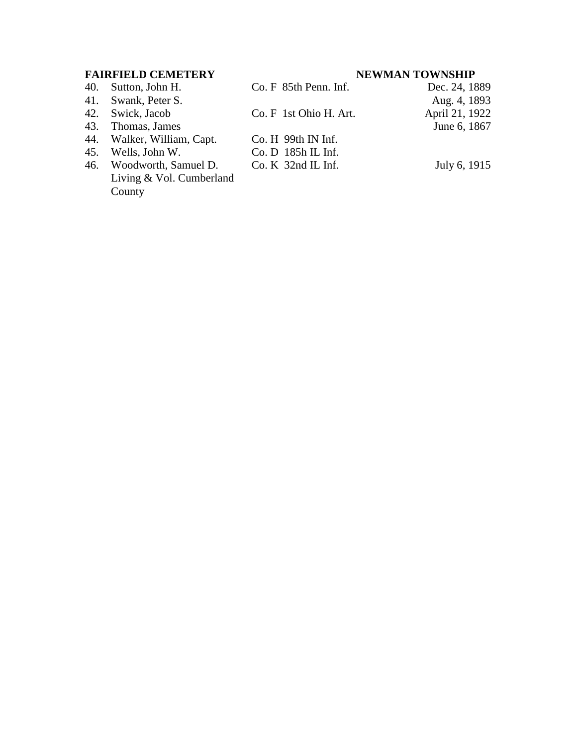**FAIRFIELD CEMETERY** **NEWMAN TOWNSHIP**

| No. | Name | Unit | Date |
|---|---|---|---|
| 40. | Sutton, John H. | Co. F 85th Penn. Inf. | Dec. 24, 1889 |
| 41. | Swank, Peter S. | | Aug. 4, 1893 |
| 42. | Swick, Jacob | Co. F 1st Ohio H. Art. | April 21, 1922 |
| 43. | Thomas, James | | June 6, 1867 |
| 44. | Walker, William, Capt. | Co. H 99th IN Inf. | |
| 45. | Wells, John W. | Co. D 185h IL Inf. | |
| 46. | Woodworth, Samuel D. Living & Vol. Cumberland County | Co. K 32nd IL Inf. | July 6, 1915 |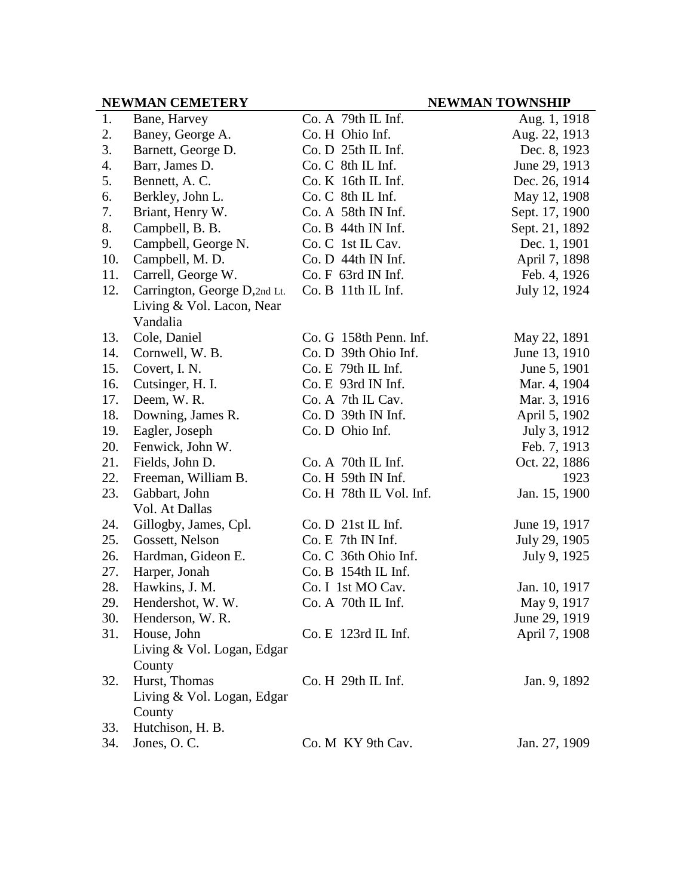**NEWMAN CEMETERY** **NEWMAN TOWNSHIP**

| | | | |
|---|---|---|---|
| 1. | Bane, Harvey | Co. A 79th IL Inf. | Aug. 1, 1918 |
| 2. | Baney, George A. | Co. H Ohio Inf. | Aug. 22, 1913 |
| 3. | Barnett, George D. | Co. D 25th IL Inf. | Dec. 8, 1923 |
| 4. | Barr, James D. | Co. C 8th IL Inf. | June 29, 1913 |
| 5. | Bennett, A. C. | Co. K 16th IL Inf. | Dec. 26, 1914 |
| 6. | Berkley, John L. | Co. C 8th IL Inf. | May 12, 1908 |
| 7. | Briant, Henry W. | Co. A 58th IN Inf. | Sept. 17, 1900 |
| 8. | Campbell, B. B. | Co. B 44th IN Inf. | Sept. 21, 1892 |
| 9. | Campbell, George N. | Co. C 1st IL Cav. | Dec. 1, 1901 |
| 10. | Campbell, M. D. | Co. D 44th IN Inf. | April 7, 1898 |
| 11. | Carrell, George W. | Co. F 63rd IN Inf. | Feb. 4, 1926 |
| 12. | Carrington, George D, 2nd Lt. Living & Vol. Lacon, Near Vandalia | Co. B 11th IL Inf. | July 12, 1924 |
| 13. | Cole, Daniel | Co. G 158th Penn. Inf. | May 22, 1891 |
| 14. | Cornwell, W. B. | Co. D 39th Ohio Inf. | June 13, 1910 |
| 15. | Covert, I. N. | Co. E 79th IL Inf. | June 5, 1901 |
| 16. | Cutsinger, H. I. | Co. E 93rd IN Inf. | Mar. 4, 1904 |
| 17. | Deem, W. R. | Co. A 7th IL Cav. | Mar. 3, 1916 |
| 18. | Downing, James R. | Co. D 39th IN Inf. | April 5, 1902 |
| 19. | Eagler, Joseph | Co. D Ohio Inf. | July 3, 1912 |
| 20. | Fenwick, John W. | | Feb. 7, 1913 |
| 21. | Fields, John D. | Co. A 70th IL Inf. | Oct. 22, 1886 |
| 22. | Freeman, William B. | Co. H 59th IN Inf. | 1923 |
| 23. | Gabbart, John Vol. At Dallas | Co. H 78th IL Vol. Inf. | Jan. 15, 1900 |
| 24. | Gillogby, James, Cpl. | Co. D 21st IL Inf. | June 19, 1917 |
| 25. | Gossett, Nelson | Co. E 7th IN Inf. | July 29, 1905 |
| 26. | Hardman, Gideon E. | Co. C 36th Ohio Inf. | July 9, 1925 |
| 27. | Harper, Jonah | Co. B 154th IL Inf. | |
| 28. | Hawkins, J. M. | Co. I 1st MO Cav. | Jan. 10, 1917 |
| 29. | Hendershot, W. W. | Co. A 70th IL Inf. | May 9, 1917 |
| 30. | Henderson, W. R. | | June 29, 1919 |
| 31. | House, John Living & Vol. Logan, Edgar County | Co. E 123rd IL Inf. | April 7, 1908 |
| 32. | Hurst, Thomas Living & Vol. Logan, Edgar County | Co. H 29th IL Inf. | Jan. 9, 1892 |
| 33. | Hutchison, H. B. | | |
| 34. | Jones, O. C. | Co. M KY 9th Cav. | Jan. 27, 1909 |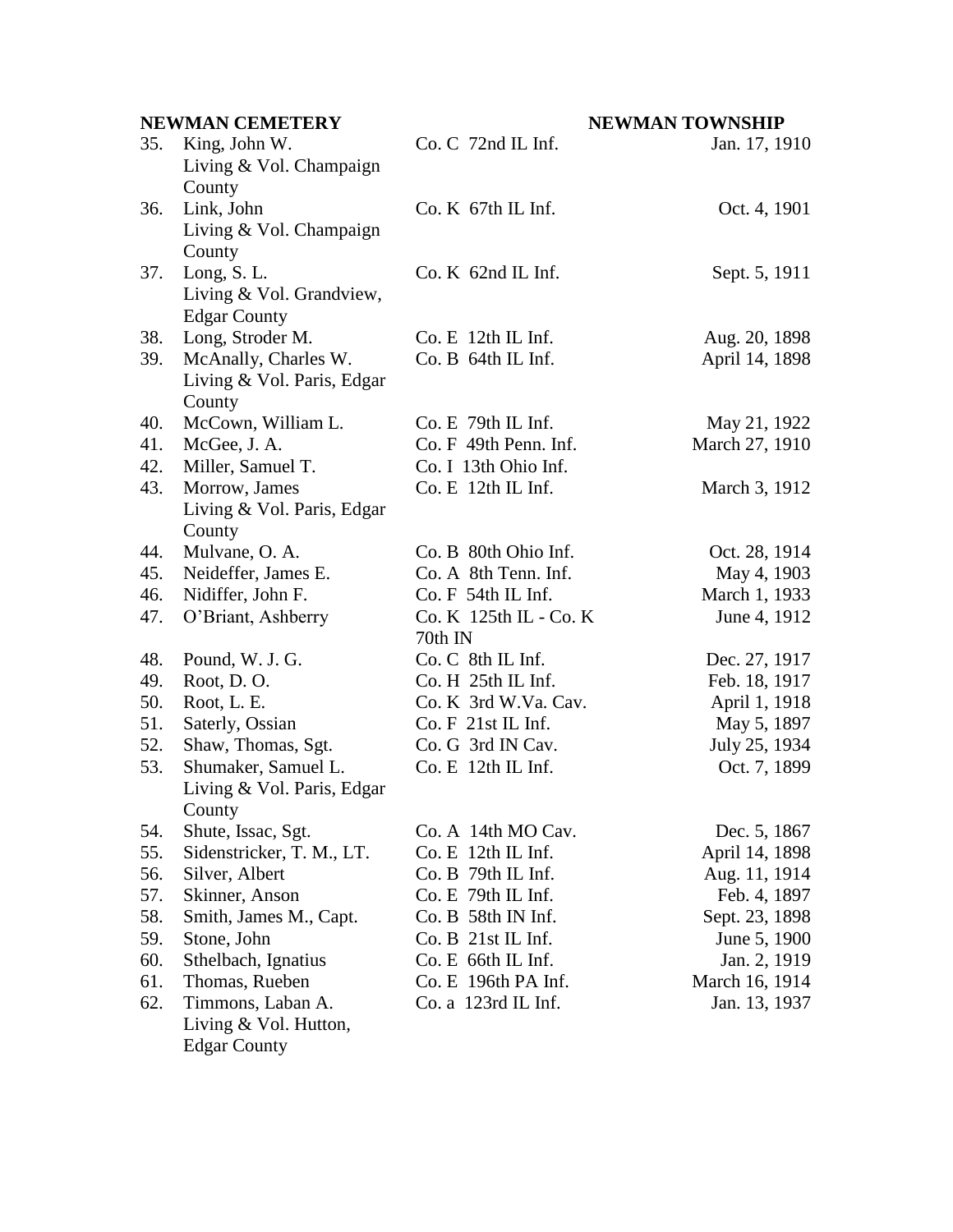**NEWMAN CEMETERY** **NEWMAN TOWNSHIP**

| No. | Name | Unit | Date |
|---|---|---|---|
| 35. | King, John W. Living & Vol. Champaign County | Co. C 72nd IL Inf. | Jan. 17, 1910 |
| 36. | Link, John Living & Vol. Champaign County | Co. K 67th IL Inf. | Oct. 4, 1901 |
| 37. | Long, S. L. Living & Vol. Grandview, Edgar County | Co. K 62nd IL Inf. | Sept. 5, 1911 |
| 38. | Long, Stroder M. | Co. E 12th IL Inf. | Aug. 20, 1898 |
| 39. | McAnally, Charles W. Living & Vol. Paris, Edgar County | Co. B 64th IL Inf. | April 14, 1898 |
| 40. | McCown, William L. | Co. E 79th IL Inf. | May 21, 1922 |
| 41. | McGee, J. A. | Co. F 49th Penn. Inf. | March 27, 1910 |
| 42. | Miller, Samuel T. | Co. I 13th Ohio Inf. | |
| 43. | Morrow, James Living & Vol. Paris, Edgar County | Co. E 12th IL Inf. | March 3, 1912 |
| 44. | Mulvane, O. A. | Co. B 80th Ohio Inf. | Oct. 28, 1914 |
| 45. | Neideffer, James E. | Co. A 8th Tenn. Inf. | May 4, 1903 |
| 46. | Nidiffer, John F. | Co. F 54th IL Inf. | March 1, 1933 |
| 47. | O'Briant, Ashberry | Co. K 125th IL - Co. K 70th IN | June 4, 1912 |
| 48. | Pound, W. J. G. | Co. C 8th IL Inf. | Dec. 27, 1917 |
| 49. | Root, D. O. | Co. H 25th IL Inf. | Feb. 18, 1917 |
| 50. | Root, L. E. | Co. K 3rd W.Va. Cav. | April 1, 1918 |
| 51. | Saterly, Ossian | Co. F 21st IL Inf. | May 5, 1897 |
| 52. | Shaw, Thomas, Sgt. | Co. G 3rd IN Cav. | July 25, 1934 |
| 53. | Shumaker, Samuel L. Living & Vol. Paris, Edgar County | Co. E 12th IL Inf. | Oct. 7, 1899 |
| 54. | Shute, Issac, Sgt. | Co. A 14th MO Cav. | Dec. 5, 1867 |
| 55. | Sidenstricker, T. M., LT. | Co. E 12th IL Inf. | April 14, 1898 |
| 56. | Silver, Albert | Co. B 79th IL Inf. | Aug. 11, 1914 |
| 57. | Skinner, Anson | Co. E 79th IL Inf. | Feb. 4, 1897 |
| 58. | Smith, James M., Capt. | Co. B 58th IN Inf. | Sept. 23, 1898 |
| 59. | Stone, John | Co. B 21st IL Inf. | June 5, 1900 |
| 60. | Sthelbach, Ignatius | Co. E 66th IL Inf. | Jan. 2, 1919 |
| 61. | Thomas, Rueben | Co. E 196th PA Inf. | March 16, 1914 |
| 62. | Timmons, Laban A. Living & Vol. Hutton, Edgar County | Co. a 123rd IL Inf. | Jan. 13, 1937 |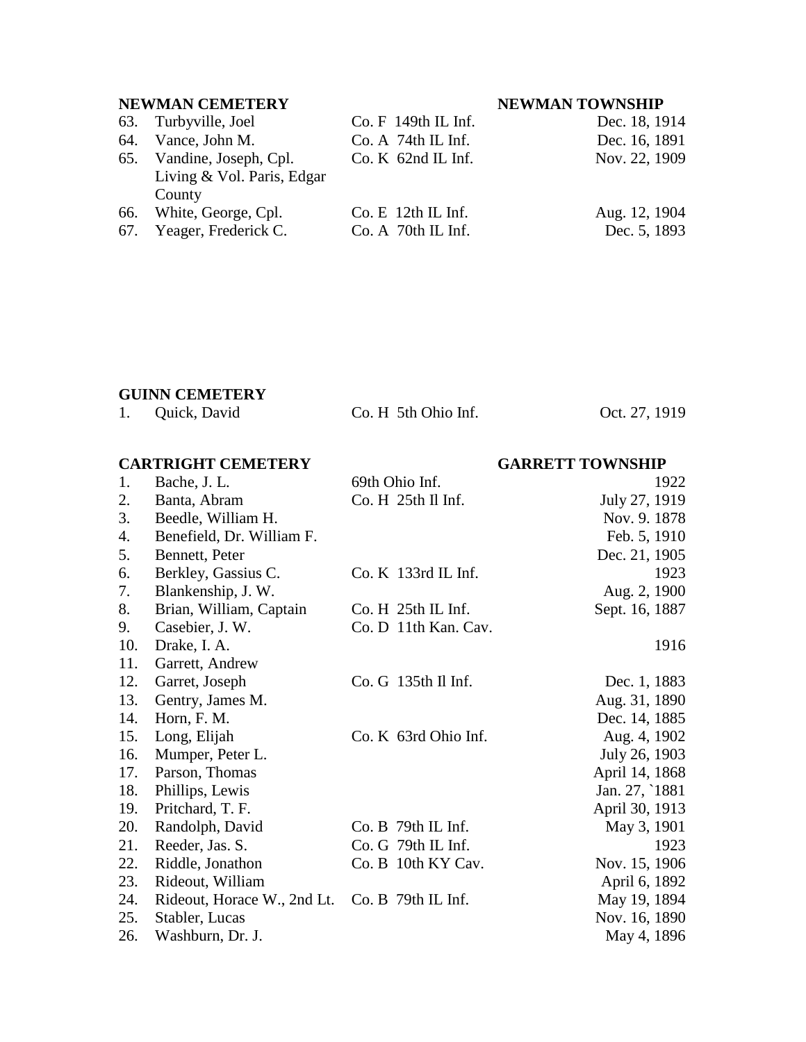**NEWMAN CEMETERY** **NEWMAN TOWNSHIP**

| No. | Name | Unit | Date |
|---|---|---|---|
| 63. | Turbyville, Joel | Co. F 149th IL Inf. | Dec. 18, 1914 |
| 64. | Vance, John M. | Co. A 74th IL Inf. | Dec. 16, 1891 |
| 65. | Vandine, Joseph, Cpl. Living & Vol. Paris, Edgar County | Co. K 62nd IL Inf. | Nov. 22, 1909 |
| 66. | White, George, Cpl. | Co. E 12th IL Inf. | Aug. 12, 1904 |
| 67. | Yeager, Frederick C. | Co. A 70th IL Inf. | Dec. 5, 1893 |

**GUINN CEMETERY**

| No. | Name | Unit | Date |
|---|---|---|---|
| 1. | Quick, David | Co. H 5th Ohio Inf. | Oct. 27, 1919 |

**CARTRIGHT CEMETERY** **GARRETT TOWNSHIP**

| No. | Name | Unit | Date |
|---|---|---|---|
| 1. | Bache, J. L. | 69th Ohio Inf. | 1922 |
| 2. | Banta, Abram | Co. H 25th Il Inf. | July 27, 1919 |
| 3. | Beedle, William H. | | Nov. 9. 1878 |
| 4. | Benefield, Dr. William F. | | Feb. 5, 1910 |
| 5. | Bennett, Peter | | Dec. 21, 1905 |
| 6. | Berkley, Gassius C. | Co. K 133rd IL Inf. | 1923 |
| 7. | Blankenship, J. W. | | Aug. 2, 1900 |
| 8. | Brian, William, Captain | Co. H 25th IL Inf. | Sept. 16, 1887 |
| 9. | Casebier, J. W. | Co. D 11th Kan. Cav. | |
| 10. | Drake, I. A. | | 1916 |
| 11. | Garrett, Andrew | | |
| 12. | Garret, Joseph | Co. G 135th Il Inf. | Dec. 1, 1883 |
| 13. | Gentry, James M. | | Aug. 31, 1890 |
| 14. | Horn, F. M. | | Dec. 14, 1885 |
| 15. | Long, Elijah | Co. K 63rd Ohio Inf. | Aug. 4, 1902 |
| 16. | Mumper, Peter L. | | July 26, 1903 |
| 17. | Parson, Thomas | | April 14, 1868 |
| 18. | Phillips, Lewis | | Jan. 27, `1881 |
| 19. | Pritchard, T. F. | | April 30, 1913 |
| 20. | Randolph, David | Co. B 79th IL Inf. | May 3, 1901 |
| 21. | Reeder, Jas. S. | Co. G 79th IL Inf. | 1923 |
| 22. | Riddle, Jonathon | Co. B 10th KY Cav. | Nov. 15, 1906 |
| 23. | Rideout, William | | April 6, 1892 |
| 24. | Rideout, Horace W., 2nd Lt. | Co. B 79th IL Inf. | May 19, 1894 |
| 25. | Stabler, Lucas | | Nov. 16, 1890 |
| 26. | Washburn, Dr. J. | | May 4, 1896 |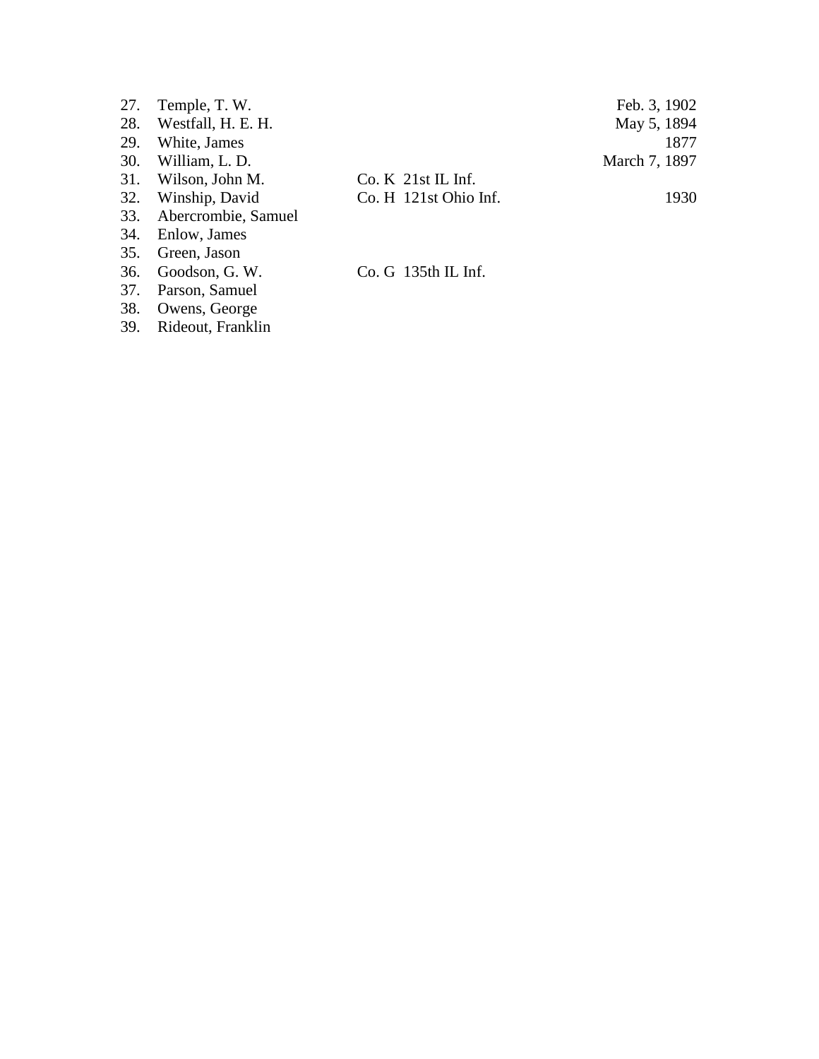| No. | Name | Unit | Date |
|---|---|---|---|
| 27. | Temple, T. W. | | Feb. 3, 1902 |
| 28. | Westfall, H. E. H. | | May 5, 1894 |
| 29. | White, James | | 1877 |
| 30. | William, L. D. | | March 7, 1897 |
| 31. | Wilson, John M. | Co. K 21st IL Inf. | |
| 32. | Winship, David | Co. H 121st Ohio Inf. | 1930 |
| 33. | Abercrombie, Samuel | | |
| 34. | Enlow, James | | |
| 35. | Green, Jason | | |
| 36. | Goodson, G. W. | Co. G 135th IL Inf. | |
| 37. | Parson, Samuel | | |
| 38. | Owens, George | | |
| 39. | Rideout, Franklin | | |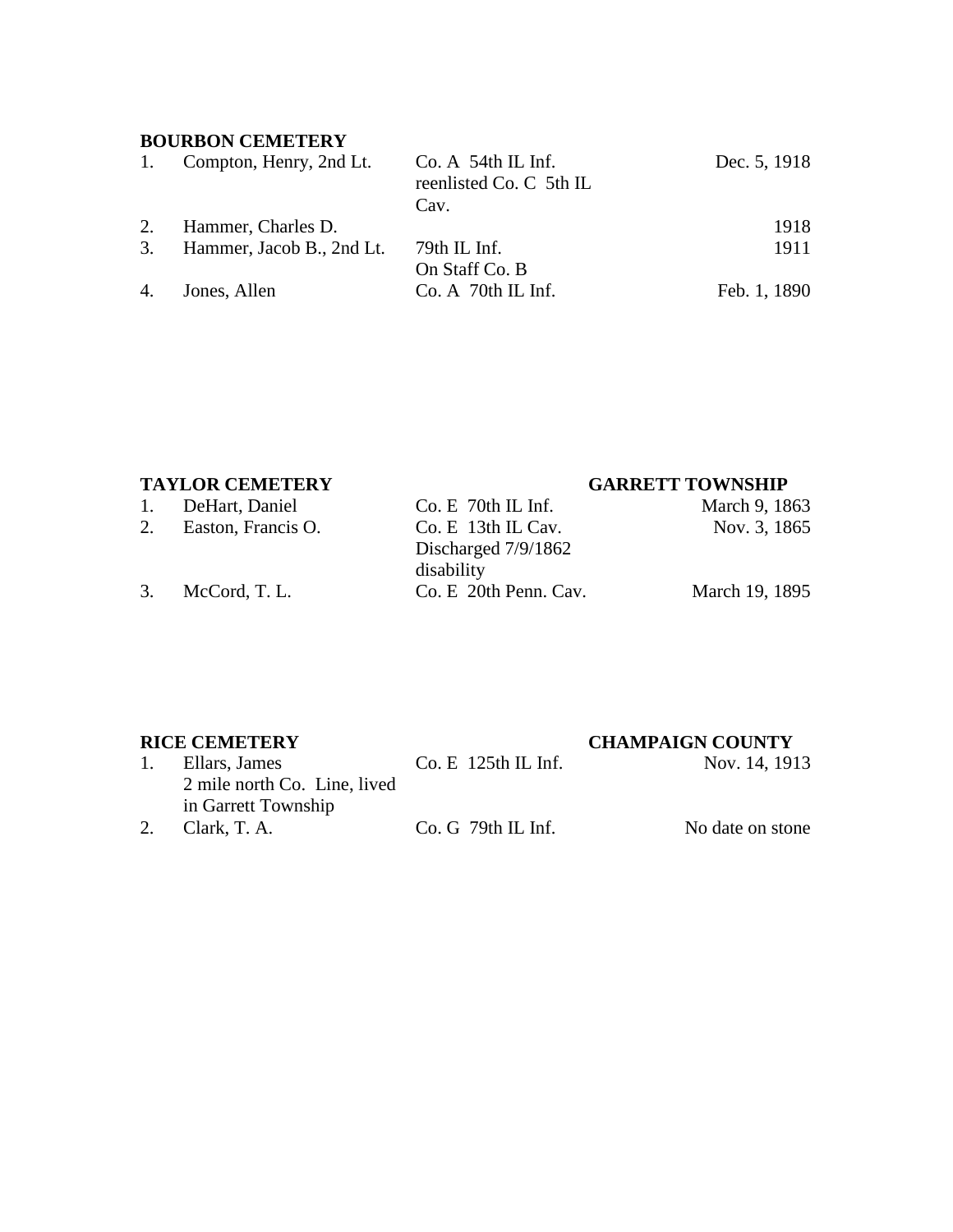**BOURBON CEMETERY**

| | | | |
|---|---|---|---|
| 1. | Compton, Henry, 2nd Lt. | Co. A 54th IL Inf. reenlisted Co. C 5th IL Cav. | Dec. 5, 1918 |
| 2. | Hammer, Charles D. | | 1918 |
| 3. | Hammer, Jacob B., 2nd Lt. | 79th IL Inf. On Staff Co. B | 1911 |
| 4. | Jones, Allen | Co. A 70th IL Inf. | Feb. 1, 1890 |

**TAYLOR CEMETERY** **GARRETT TOWNSHIP**

| | | | |
|---|---|---|---|
| 1. | DeHart, Daniel | Co. E 70th IL Inf. | March 9, 1863 |
| 2. | Easton, Francis O. | Co. E 13th IL Cav. Discharged 7/9/1862 disability | Nov. 3, 1865 |
| 3. | McCord, T. L. | Co. E 20th Penn. Cav. | March 19, 1895 |

**RICE CEMETERY** **CHAMPAIGN COUNTY**

| | | | |
|---|---|---|---|
| 1. | Ellars, James 2 mile north Co. Line, lived in Garrett Township | Co. E 125th IL Inf. | Nov. 14, 1913 |
| 2. | Clark, T. A. | Co. G 79th IL Inf. | No date on stone |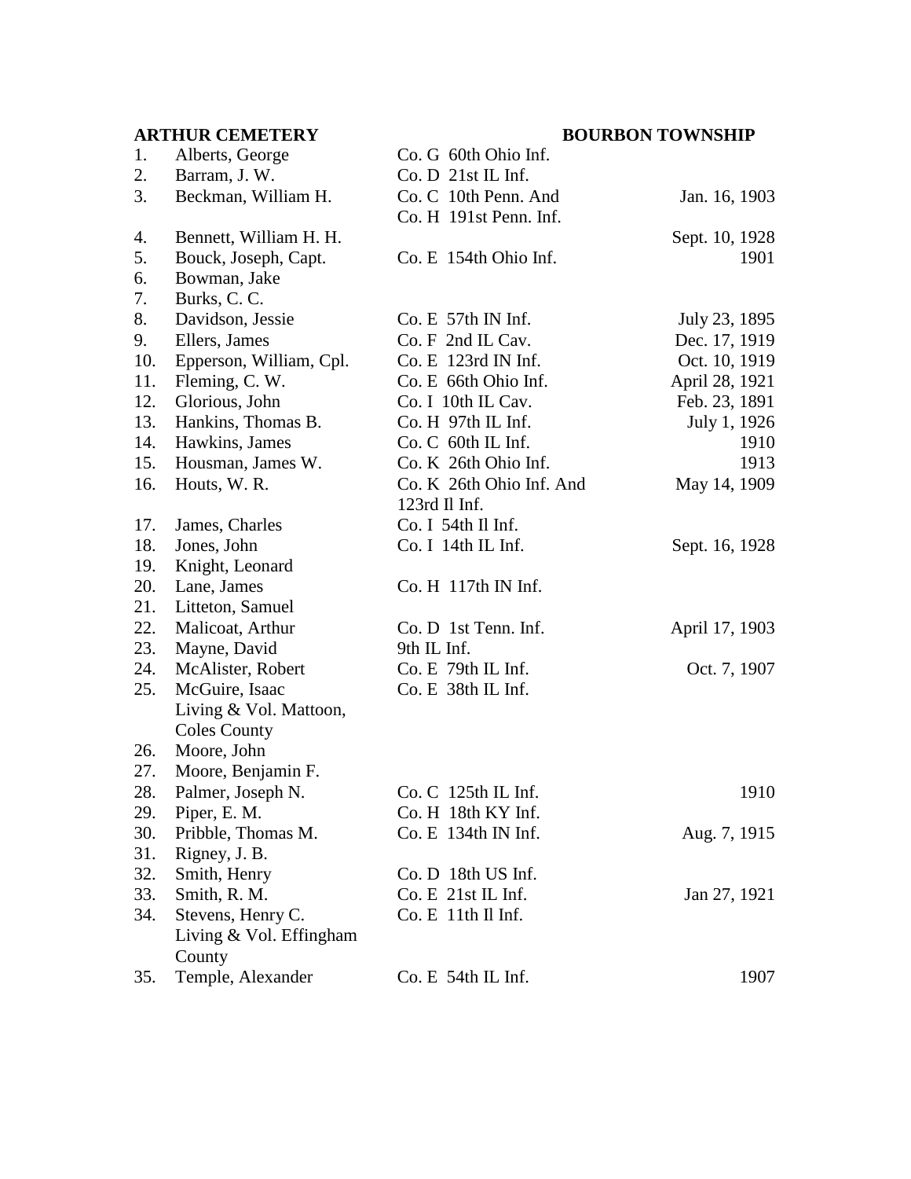**ARTHUR CEMETERY** **BOURBON TOWNSHIP**

| No. | Name | Unit | Date |
|---|---|---|---|
| 1. | Alberts, George | Co. G 60th Ohio Inf. | |
| 2. | Barram, J. W. | Co. D 21st IL Inf. | |
| 3. | Beckman, William H. | Co. C 10th Penn. And Co. H 191st Penn. Inf. | Jan. 16, 1903 |
| 4. | Bennett, William H. H. | | Sept. 10, 1928 |
| 5. | Bouck, Joseph, Capt. | Co. E 154th Ohio Inf. | 1901 |
| 6. | Bowman, Jake | | |
| 7. | Burks, C. C. | | |
| 8. | Davidson, Jessie | Co. E 57th IN Inf. | July 23, 1895 |
| 9. | Ellers, James | Co. F 2nd IL Cav. | Dec. 17, 1919 |
| 10. | Epperson, William, Cpl. | Co. E 123rd IN Inf. | Oct. 10, 1919 |
| 11. | Fleming, C. W. | Co. E 66th Ohio Inf. | April 28, 1921 |
| 12. | Glorious, John | Co. I 10th IL Cav. | Feb. 23, 1891 |
| 13. | Hankins, Thomas B. | Co. H 97th IL Inf. | July 1, 1926 |
| 14. | Hawkins, James | Co. C 60th IL Inf. | 1910 |
| 15. | Housman, James W. | Co. K 26th Ohio Inf. | 1913 |
| 16. | Houts, W. R. | Co. K 26th Ohio Inf. And 123rd Il Inf. | May 14, 1909 |
| 17. | James, Charles | Co. I 54th Il Inf. | |
| 18. | Jones, John | Co. I 14th IL Inf. | Sept. 16, 1928 |
| 19. | Knight, Leonard | | |
| 20. | Lane, James | Co. H 117th IN Inf. | |
| 21. | Litteton, Samuel | | |
| 22. | Malicoat, Arthur | Co. D 1st Tenn. Inf. | April 17, 1903 |
| 23. | Mayne, David | 9th IL Inf. | |
| 24. | McAlister, Robert | Co. E 79th IL Inf. | Oct. 7, 1907 |
| 25. | McGuire, Isaac Living & Vol. Mattoon, Coles County | Co. E 38th IL Inf. | |
| 26. | Moore, John | | |
| 27. | Moore, Benjamin F. | | |
| 28. | Palmer, Joseph N. | Co. C 125th IL Inf. | 1910 |
| 29. | Piper, E. M. | Co. H 18th KY Inf. | |
| 30. | Pribble, Thomas M. | Co. E 134th IN Inf. | Aug. 7, 1915 |
| 31. | Rigney, J. B. | | |
| 32. | Smith, Henry | Co. D 18th US Inf. | |
| 33. | Smith, R. M. | Co. E 21st IL Inf. | Jan 27, 1921 |
| 34. | Stevens, Henry C. Living & Vol. Effingham County | Co. E 11th Il Inf. | |
| 35. | Temple, Alexander | Co. E 54th IL Inf. | 1907 |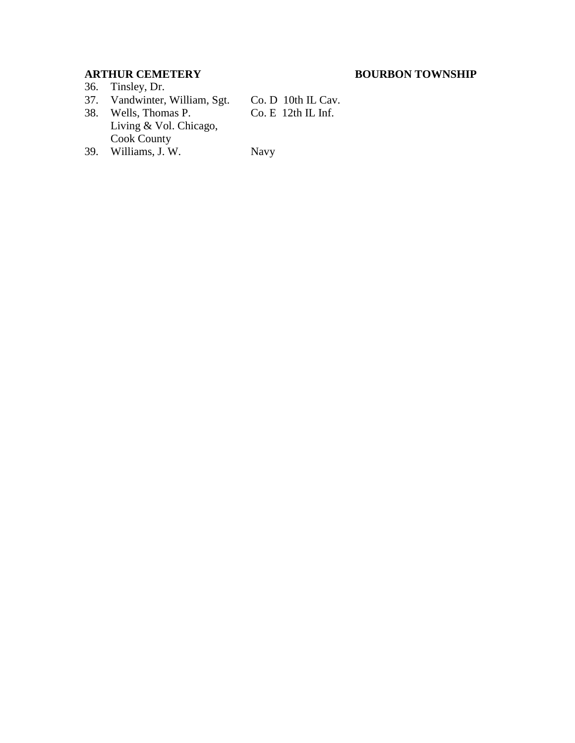**ARTHUR CEMETERY** **BOURBON TOWNSHIP**

| No. | Name | Unit |
|---|---|---|
| 36. | Tinsley, Dr. | |
| 37. | Vandwinter, William, Sgt. | Co. D 10th IL Cav. |
| 38. | Wells, Thomas P. Living & Vol. Chicago, Cook County | Co. E 12th IL Inf. |
| 39. | Williams, J. W. | Navy |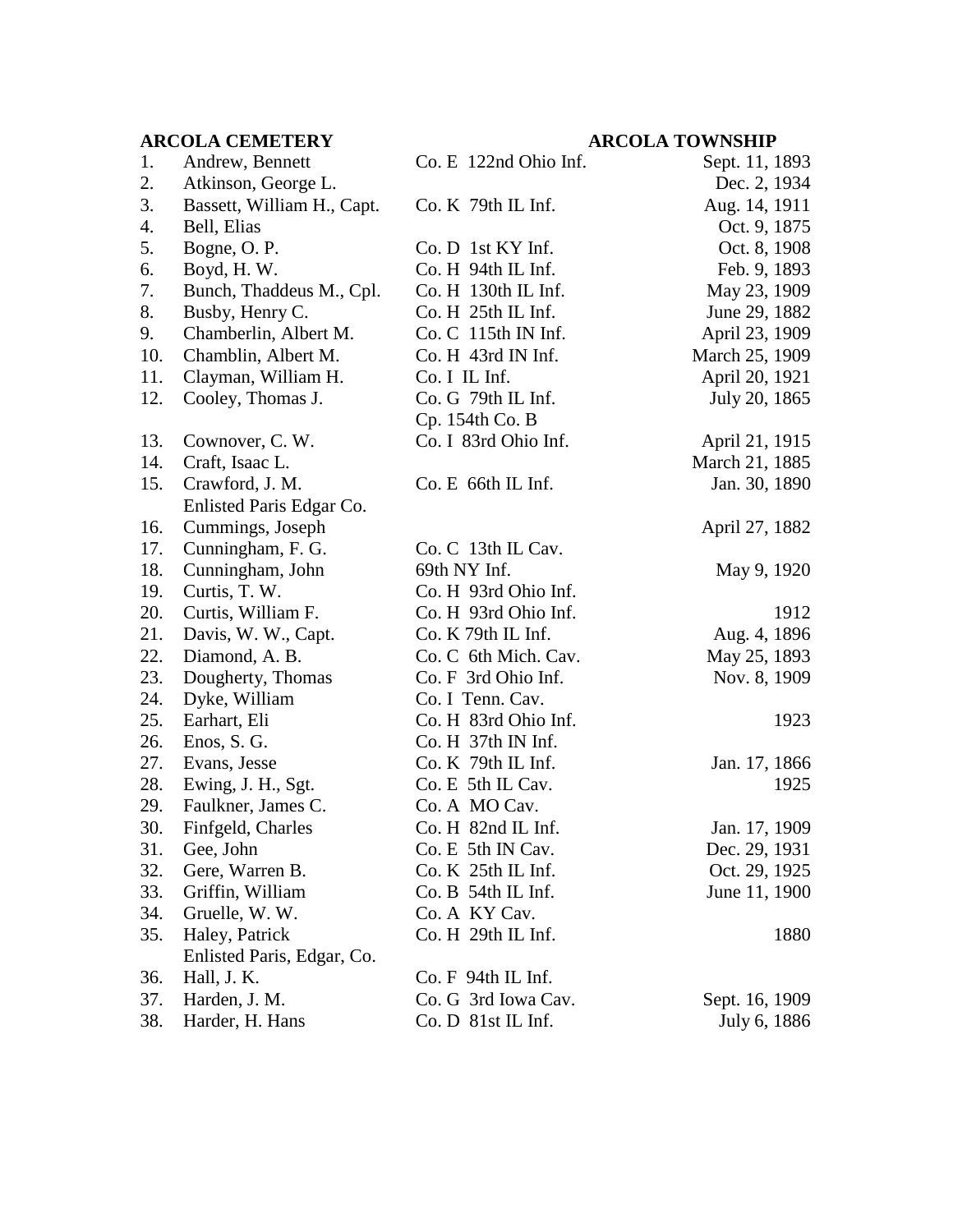**ARCOLA CEMETERY** **ARCOLA TOWNSHIP**

| No. | Name | Unit | Date |
|---|---|---|---|
| 1. | Andrew, Bennett | Co. E 122nd Ohio Inf. | Sept. 11, 1893 |
| 2. | Atkinson, George L. | | Dec. 2, 1934 |
| 3. | Bassett, William H., Capt. | Co. K 79th IL Inf. | Aug. 14, 1911 |
| 4. | Bell, Elias | | Oct. 9, 1875 |
| 5. | Bogne, O. P. | Co. D 1st KY Inf. | Oct. 8, 1908 |
| 6. | Boyd, H. W. | Co. H 94th IL Inf. | Feb. 9, 1893 |
| 7. | Bunch, Thaddeus M., Cpl. | Co. H 130th IL Inf. | May 23, 1909 |
| 8. | Busby, Henry C. | Co. H 25th IL Inf. | June 29, 1882 |
| 9. | Chamberlin, Albert M. | Co. C 115th IN Inf. | April 23, 1909 |
| 10. | Chamblin, Albert M. | Co. H 43rd IN Inf. | March 25, 1909 |
| 11. | Clayman, William H. | Co. I IL Inf. | April 20, 1921 |
| 12. | Cooley, Thomas J. | Co. G 79th IL Inf.<br>Cp. 154th Co. B | July 20, 1865 |
| 13. | Cownover, C. W. | Co. I 83rd Ohio Inf. | April 21, 1915 |
| 14. | Craft, Isaac L. | | March 21, 1885 |
| 15. | Crawford, J. M.<br>Enlisted Paris Edgar Co. | Co. E 66th IL Inf. | Jan. 30, 1890 |
| 16. | Cummings, Joseph | | April 27, 1882 |
| 17. | Cunningham, F. G. | Co. C 13th IL Cav. | |
| 18. | Cunningham, John | 69th NY Inf. | May 9, 1920 |
| 19. | Curtis, T. W. | Co. H 93rd Ohio Inf. | |
| 20. | Curtis, William F. | Co. H 93rd Ohio Inf. | 1912 |
| 21. | Davis, W. W., Capt. | Co. K 79th IL Inf. | Aug. 4, 1896 |
| 22. | Diamond, A. B. | Co. C 6th Mich. Cav. | May 25, 1893 |
| 23. | Dougherty, Thomas | Co. F 3rd Ohio Inf. | Nov. 8, 1909 |
| 24. | Dyke, William | Co. I Tenn. Cav. | |
| 25. | Earhart, Eli | Co. H 83rd Ohio Inf. | 1923 |
| 26. | Enos, S. G. | Co. H 37th IN Inf. | |
| 27. | Evans, Jesse | Co. K 79th IL Inf. | Jan. 17, 1866 |
| 28. | Ewing, J. H., Sgt. | Co. E 5th IL Cav. | 1925 |
| 29. | Faulkner, James C. | Co. A MO Cav. | |
| 30. | Finfgeld, Charles | Co. H 82nd IL Inf. | Jan. 17, 1909 |
| 31. | Gee, John | Co. E 5th IN Cav. | Dec. 29, 1931 |
| 32. | Gere, Warren B. | Co. K 25th IL Inf. | Oct. 29, 1925 |
| 33. | Griffin, William | Co. B 54th IL Inf. | June 11, 1900 |
| 34. | Gruelle, W. W. | Co. A KY Cav. | |
| 35. | Haley, Patrick<br>Enlisted Paris, Edgar, Co. | Co. H 29th IL Inf. | 1880 |
| 36. | Hall, J. K. | Co. F 94th IL Inf. | |
| 37. | Harden, J. M. | Co. G 3rd Iowa Cav. | Sept. 16, 1909 |
| 38. | Harder, H. Hans | Co. D 81st IL Inf. | July 6, 1886 |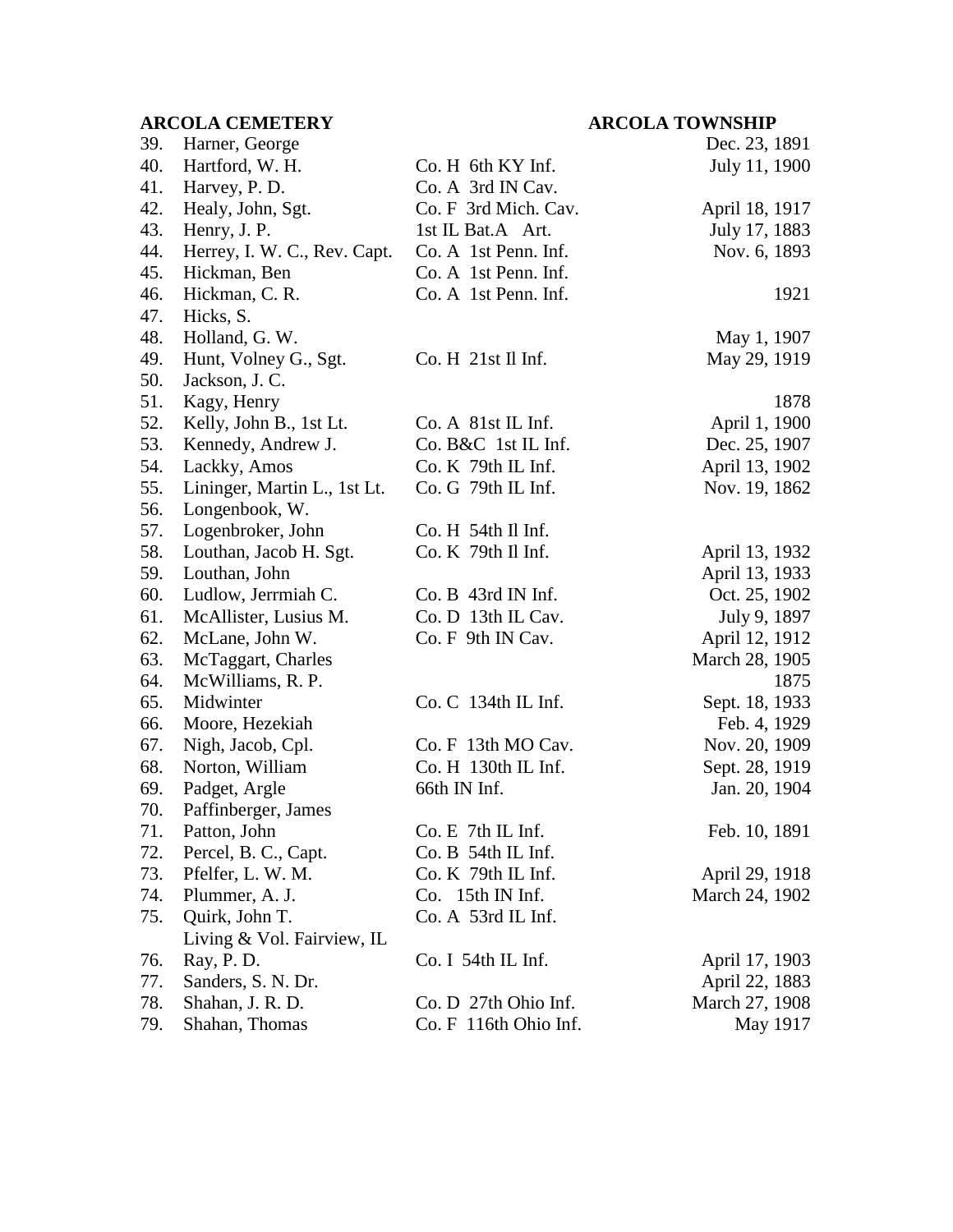**ARCOLA CEMETERY** **ARCOLA TOWNSHIP**

| No. | Name | Unit | Date |
|---|---|---|---|
| 39. | Harner, George | | Dec. 23, 1891 |
| 40. | Hartford, W. H. | Co. H 6th KY Inf. | July 11, 1900 |
| 41. | Harvey, P. D. | Co. A 3rd IN Cav. | |
| 42. | Healy, John, Sgt. | Co. F 3rd Mich. Cav. | April 18, 1917 |
| 43. | Henry, J. P. | 1st IL Bat.A Art. | July 17, 1883 |
| 44. | Herrey, I. W. C., Rev. Capt. | Co. A 1st Penn. Inf. | Nov. 6, 1893 |
| 45. | Hickman, Ben | Co. A 1st Penn. Inf. | |
| 46. | Hickman, C. R. | Co. A 1st Penn. Inf. | 1921 |
| 47. | Hicks, S. | | |
| 48. | Holland, G. W. | | May 1, 1907 |
| 49. | Hunt, Volney G., Sgt. | Co. H 21st Il Inf. | May 29, 1919 |
| 50. | Jackson, J. C. | | |
| 51. | Kagy, Henry | | 1878 |
| 52. | Kelly, John B., 1st Lt. | Co. A 81st IL Inf. | April 1, 1900 |
| 53. | Kennedy, Andrew J. | Co. B&C 1st IL Inf. | Dec. 25, 1907 |
| 54. | Lackky, Amos | Co. K 79th IL Inf. | April 13, 1902 |
| 55. | Lininger, Martin L., 1st Lt. | Co. G 79th IL Inf. | Nov. 19, 1862 |
| 56. | Longenbook, W. | | |
| 57. | Logenbroker, John | Co. H 54th Il Inf. | |
| 58. | Louthan, Jacob H. Sgt. | Co. K 79th Il Inf. | April 13, 1932 |
| 59. | Louthan, John | | April 13, 1933 |
| 60. | Ludlow, Jerrmiah C. | Co. B 43rd IN Inf. | Oct. 25, 1902 |
| 61. | McAllister, Lusius M. | Co. D 13th IL Cav. | July 9, 1897 |
| 62. | McLane, John W. | Co. F 9th IN Cav. | April 12, 1912 |
| 63. | McTaggart, Charles | | March 28, 1905 |
| 64. | McWilliams, R. P. | | 1875 |
| 65. | Midwinter | Co. C 134th IL Inf. | Sept. 18, 1933 |
| 66. | Moore, Hezekiah | | Feb. 4, 1929 |
| 67. | Nigh, Jacob, Cpl. | Co. F 13th MO Cav. | Nov. 20, 1909 |
| 68. | Norton, William | Co. H 130th IL Inf. | Sept. 28, 1919 |
| 69. | Padget, Argle | 66th IN Inf. | Jan. 20, 1904 |
| 70. | Paffinberger, James | | |
| 71. | Patton, John | Co. E 7th IL Inf. | Feb. 10, 1891 |
| 72. | Percel, B. C., Capt. | Co. B 54th IL Inf. | |
| 73. | Pfelfer, L. W. M. | Co. K 79th IL Inf. | April 29, 1918 |
| 74. | Plummer, A. J. | Co. 15th IN Inf. | March 24, 1902 |
| 75. | Quirk, John T. Living & Vol. Fairview, IL | Co. A 53rd IL Inf. | |
| 76. | Ray, P. D. | Co. I 54th IL Inf. | April 17, 1903 |
| 77. | Sanders, S. N. Dr. | | April 22, 1883 |
| 78. | Shahan, J. R. D. | Co. D 27th Ohio Inf. | March 27, 1908 |
| 79. | Shahan, Thomas | Co. F 116th Ohio Inf. | May 1917 |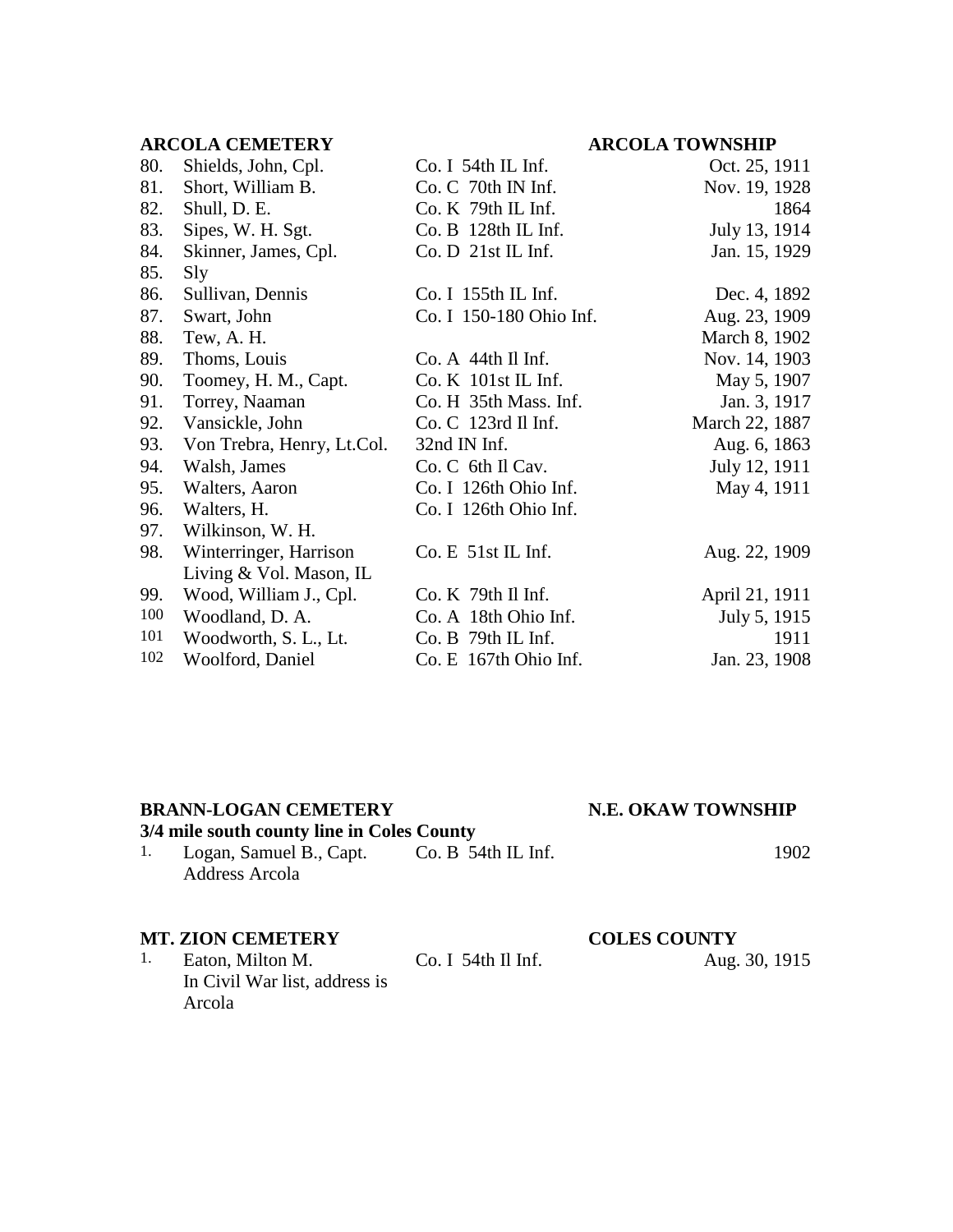**ARCOLA CEMETERY** **ARCOLA TOWNSHIP**

| No. | Name | Unit | Date |
|---|---|---|---|
| 80. | Shields, John, Cpl. | Co. I 54th IL Inf. | Oct. 25, 1911 |
| 81. | Short, William B. | Co. C 70th IN Inf. | Nov. 19, 1928 |
| 82. | Shull, D. E. | Co. K 79th IL Inf. | 1864 |
| 83. | Sipes, W. H. Sgt. | Co. B 128th IL Inf. | July 13, 1914 |
| 84. | Skinner, James, Cpl. | Co. D 21st IL Inf. | Jan. 15, 1929 |
| 85. | Sly | | |
| 86. | Sullivan, Dennis | Co. I 155th IL Inf. | Dec. 4, 1892 |
| 87. | Swart, John | Co. I 150-180 Ohio Inf. | Aug. 23, 1909 |
| 88. | Tew, A. H. | | March 8, 1902 |
| 89. | Thoms, Louis | Co. A 44th Il Inf. | Nov. 14, 1903 |
| 90. | Toomey, H. M., Capt. | Co. K 101st IL Inf. | May 5, 1907 |
| 91. | Torrey, Naaman | Co. H 35th Mass. Inf. | Jan. 3, 1917 |
| 92. | Vansickle, John | Co. C 123rd Il Inf. | March 22, 1887 |
| 93. | Von Trebra, Henry, Lt.Col. | 32nd IN Inf. | Aug. 6, 1863 |
| 94. | Walsh, James | Co. C 6th Il Cav. | July 12, 1911 |
| 95. | Walters, Aaron | Co. I 126th Ohio Inf. | May 4, 1911 |
| 96. | Walters, H. | Co. I 126th Ohio Inf. | |
| 97. | Wilkinson, W. H. | | |
| 98. | Winterringer, Harrison Living & Vol. Mason, IL | Co. E 51st IL Inf. | Aug. 22, 1909 |
| 99. | Wood, William J., Cpl. | Co. K 79th Il Inf. | April 21, 1911 |
| 100 | Woodland, D. A. | Co. A 18th Ohio Inf. | July 5, 1915 |
| 101 | Woodworth, S. L., Lt. | Co. B 79th IL Inf. | 1911 |
| 102 | Woolford, Daniel | Co. E 167th Ohio Inf. | Jan. 23, 1908 |

**BRANN-LOGAN CEMETERY** **N.E. OKAW TOWNSHIP**

**3/4 mile south county line in Coles County**

| No. | Name | Unit | Date |
|---|---|---|---|
| 1. | Logan, Samuel B., Capt. Address Arcola | Co. B 54th IL Inf. | 1902 |

**MT. ZION CEMETERY** **COLES COUNTY**

| No. | Name | Unit | Date |
|---|---|---|---|
| 1. | Eaton, Milton M. In Civil War list, address is Arcola | Co. I 54th Il Inf. | Aug. 30, 1915 |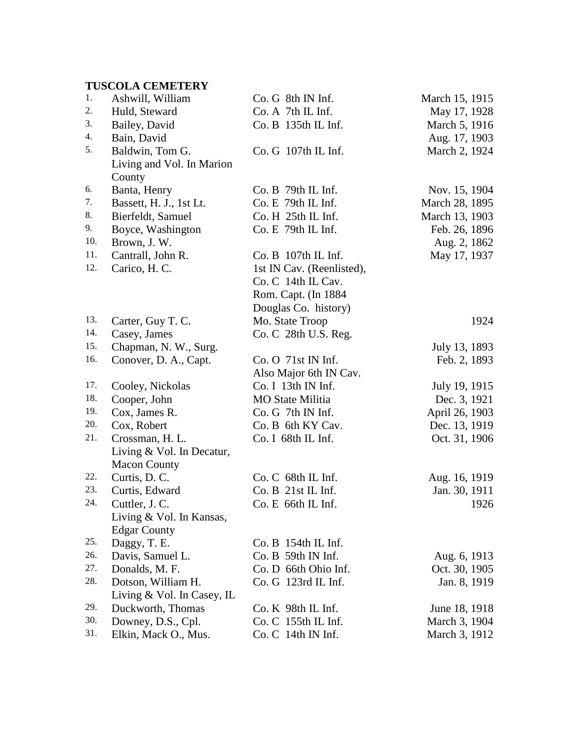## TUSCOLA CEMETERY

| No. | Name | Unit | Date |
|---|---|---|---|
| 1. | Ashwill, William | Co. G 8th IN Inf. | March 15, 1915 |
| 2. | Huld, Steward | Co. A 7th IL Inf. | May 17, 1928 |
| 3. | Bailey, David | Co. B 135th IL Inf. | March 5, 1916 |
| 4. | Bain, David | | Aug. 17, 1903 |
| 5. | Baldwin, Tom G. Living and Vol. In Marion County | Co. G 107th IL Inf. | March 2, 1924 |
| 6. | Banta, Henry | Co. B 79th IL Inf. | Nov. 15, 1904 |
| 7. | Bassett, H. J., 1st Lt. | Co. E 79th IL Inf. | March 28, 1895 |
| 8. | Bierfeldt, Samuel | Co. H 25th IL Inf. | March 13, 1903 |
| 9. | Boyce, Washington | Co. E 79th IL Inf. | Feb. 26, 1896 |
| 10. | Brown, J. W. | | Aug. 2, 1862 |
| 11. | Cantrall, John R. | Co. B 107th IL Inf. | May 17, 1937 |
| 12. | Carico, H. C. | 1st IN Cav. (Reenlisted), Co. C 14th IL Cav. Rom. Capt. (In 1884 Douglas Co. history) | |
| 13. | Carter, Guy T. C. | Mo. State Troop | 1924 |
| 14. | Casey, James | Co. C 28th U.S. Reg. | |
| 15. | Chapman, N. W., Surg. | | July 13, 1893 |
| 16. | Conover, D. A., Capt. | Co. O 71st IN Inf. Also Major 6th IN Cav. | Feb. 2, 1893 |
| 17. | Cooley, Nickolas | Co. I 13th IN Inf. | July 19, 1915 |
| 18. | Cooper, John | MO State Militia | Dec. 3, 1921 |
| 19. | Cox, James R. | Co. G 7th IN Inf. | April 26, 1903 |
| 20. | Cox, Robert | Co. B 6th KY Cav. | Dec. 13, 1919 |
| 21. | Crossman, H. L. Living & Vol. In Decatur, Macon County | Co. I 68th IL Inf. | Oct. 31, 1906 |
| 22. | Curtis, D. C. | Co. C 68th IL Inf. | Aug. 16, 1919 |
| 23. | Curtis, Edward | Co. B 21st IL Inf. | Jan. 30, 1911 |
| 24. | Cuttler, J. C. Living & Vol. In Kansas, Edgar County | Co. E 66th IL Inf. | 1926 |
| 25. | Daggy, T. E. | Co. B 154th IL Inf. | |
| 26. | Davis, Samuel L. | Co. B 59th IN Inf. | Aug. 6, 1913 |
| 27. | Donalds, M. F. | Co. D 66th Ohio Inf. | Oct. 30, 1905 |
| 28. | Dotson, William H. Living & Vol. In Casey, IL | Co. G 123rd IL Inf. | Jan. 8, 1919 |
| 29. | Duckworth, Thomas | Co. K 98th IL Inf. | June 18, 1918 |
| 30. | Downey, D.S., Cpl. | Co. C 155th IL Inf. | March 3, 1904 |
| 31. | Elkin, Mack O., Mus. | Co. C 14th IN Inf. | March 3, 1912 |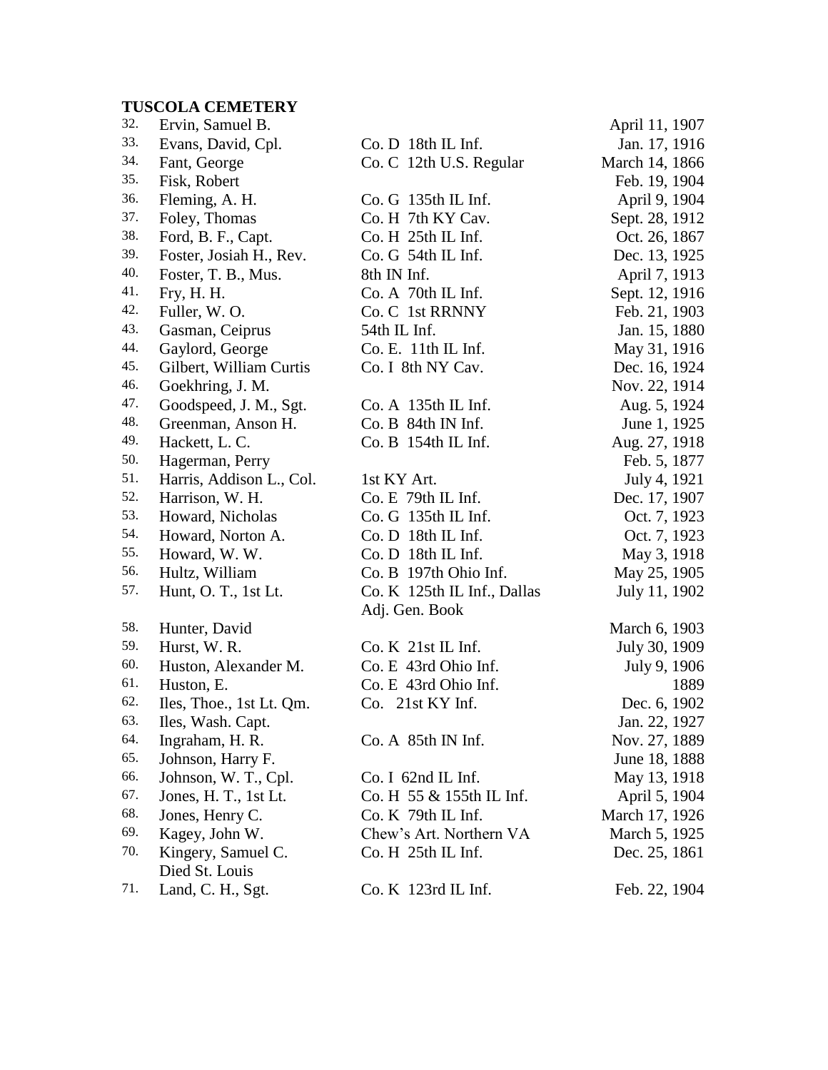**TUSCOLA CEMETERY**

| No. | Name | Unit | Date |
|---|---|---|---|
| 32. | Ervin, Samuel B. | | April 11, 1907 |
| 33. | Evans, David, Cpl. | Co. D 18th IL Inf. | Jan. 17, 1916 |
| 34. | Fant, George | Co. C 12th U.S. Regular | March 14, 1866 |
| 35. | Fisk, Robert | | Feb. 19, 1904 |
| 36. | Fleming, A. H. | Co. G 135th IL Inf. | April 9, 1904 |
| 37. | Foley, Thomas | Co. H 7th KY Cav. | Sept. 28, 1912 |
| 38. | Ford, B. F., Capt. | Co. H 25th IL Inf. | Oct. 26, 1867 |
| 39. | Foster, Josiah H., Rev. | Co. G 54th IL Inf. | Dec. 13, 1925 |
| 40. | Foster, T. B., Mus. | 8th IN Inf. | April 7, 1913 |
| 41. | Fry, H. H. | Co. A 70th IL Inf. | Sept. 12, 1916 |
| 42. | Fuller, W. O. | Co. C 1st RRNNY | Feb. 21, 1903 |
| 43. | Gasman, Ceiprus | 54th IL Inf. | Jan. 15, 1880 |
| 44. | Gaylord, George | Co. E. 11th IL Inf. | May 31, 1916 |
| 45. | Gilbert, William Curtis | Co. I 8th NY Cav. | Dec. 16, 1924 |
| 46. | Goekhring, J. M. | | Nov. 22, 1914 |
| 47. | Goodspeed, J. M., Sgt. | Co. A 135th IL Inf. | Aug. 5, 1924 |
| 48. | Greenman, Anson H. | Co. B 84th IN Inf. | June 1, 1925 |
| 49. | Hackett, L. C. | Co. B 154th IL Inf. | Aug. 27, 1918 |
| 50. | Hagerman, Perry | | Feb. 5, 1877 |
| 51. | Harris, Addison L., Col. | 1st KY Art. | July 4, 1921 |
| 52. | Harrison, W. H. | Co. E 79th IL Inf. | Dec. 17, 1907 |
| 53. | Howard, Nicholas | Co. G 135th IL Inf. | Oct. 7, 1923 |
| 54. | Howard, Norton A. | Co. D 18th IL Inf. | Oct. 7, 1923 |
| 55. | Howard, W. W. | Co. D 18th IL Inf. | May 3, 1918 |
| 56. | Hultz, William | Co. B 197th Ohio Inf. | May 25, 1905 |
| 57. | Hunt, O. T., 1st Lt. | Co. K 125th IL Inf., Dallas Adj. Gen. Book | July 11, 1902 |
| 58. | Hunter, David | | March 6, 1903 |
| 59. | Hurst, W. R. | Co. K 21st IL Inf. | July 30, 1909 |
| 60. | Huston, Alexander M. | Co. E 43rd Ohio Inf. | July 9, 1906 |
| 61. | Huston, E. | Co. E 43rd Ohio Inf. | 1889 |
| 62. | Iles, Thoe., 1st Lt. Qm. | Co. 21st KY Inf. | Dec. 6, 1902 |
| 63. | Iles, Wash. Capt. | | Jan. 22, 1927 |
| 64. | Ingraham, H. R. | Co. A 85th IN Inf. | Nov. 27, 1889 |
| 65. | Johnson, Harry F. | | June 18, 1888 |
| 66. | Johnson, W. T., Cpl. | Co. I 62nd IL Inf. | May 13, 1918 |
| 67. | Jones, H. T., 1st Lt. | Co. H 55 & 155th IL Inf. | April 5, 1904 |
| 68. | Jones, Henry C. | Co. K 79th IL Inf. | March 17, 1926 |
| 69. | Kagey, John W. | Chew's Art. Northern VA | March 5, 1925 |
| 70. | Kingery, Samuel C. Died St. Louis | Co. H 25th IL Inf. | Dec. 25, 1861 |
| 71. | Land, C. H., Sgt. | Co. K 123rd IL Inf. | Feb. 22, 1904 |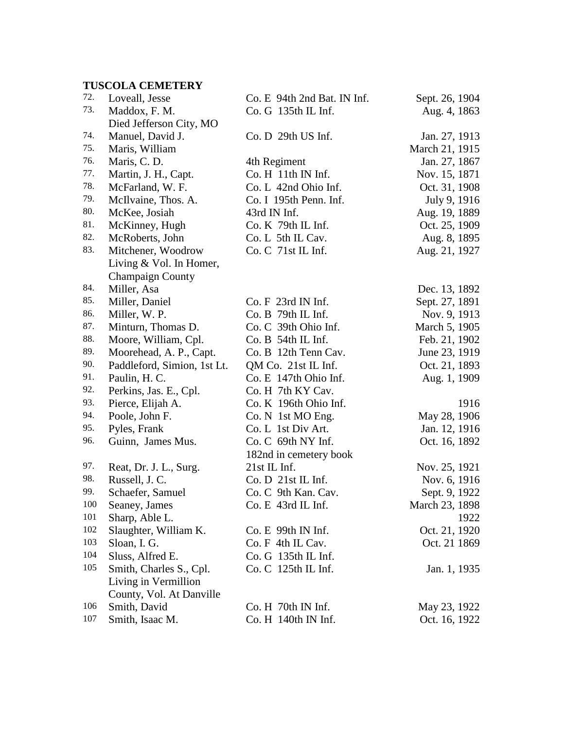**TUSCOLA CEMETERY**

| No. | Name | Unit | Date |
|---|---|---|---|
| 72. | Loveall, Jesse | Co. E 94th 2nd Bat. IN Inf. | Sept. 26, 1904 |
| 73. | Maddox, F. M. Died Jefferson City, MO | Co. G 135th IL Inf. | Aug. 4, 1863 |
| 74. | Manuel, David J. | Co. D 29th US Inf. | Jan. 27, 1913 |
| 75. | Maris, William | | March 21, 1915 |
| 76. | Maris, C. D. | 4th Regiment | Jan. 27, 1867 |
| 77. | Martin, J. H., Capt. | Co. H 11th IN Inf. | Nov. 15, 1871 |
| 78. | McFarland, W. F. | Co. L 42nd Ohio Inf. | Oct. 31, 1908 |
| 79. | McIlvaine, Thos. A. | Co. I 195th Penn. Inf. | July 9, 1916 |
| 80. | McKee, Josiah | 43rd IN Inf. | Aug. 19, 1889 |
| 81. | McKinney, Hugh | Co. K 79th IL Inf. | Oct. 25, 1909 |
| 82. | McRoberts, John | Co. L 5th IL Cav. | Aug. 8, 1895 |
| 83. | Mitchener, Woodrow Living & Vol. In Homer, Champaign County | Co. C 71st IL Inf. | Aug. 21, 1927 |
| 84. | Miller, Asa | | Dec. 13, 1892 |
| 85. | Miller, Daniel | Co. F 23rd IN Inf. | Sept. 27, 1891 |
| 86. | Miller, W. P. | Co. B 79th IL Inf. | Nov. 9, 1913 |
| 87. | Minturn, Thomas D. | Co. C 39th Ohio Inf. | March 5, 1905 |
| 88. | Moore, William, Cpl. | Co. B 54th IL Inf. | Feb. 21, 1902 |
| 89. | Moorehead, A. P., Capt. | Co. B 12th Tenn Cav. | June 23, 1919 |
| 90. | Paddleford, Simion, 1st Lt. | QM Co. 21st IL Inf. | Oct. 21, 1893 |
| 91. | Paulin, H. C. | Co. E 147th Ohio Inf. | Aug. 1, 1909 |
| 92. | Perkins, Jas. E., Cpl. | Co. H 7th KY Cav. | |
| 93. | Pierce, Elijah A. | Co. K 196th Ohio Inf. | 1916 |
| 94. | Poole, John F. | Co. N 1st MO Eng. | May 28, 1906 |
| 95. | Pyles, Frank | Co. L 1st Div Art. | Jan. 12, 1916 |
| 96. | Guinn, James Mus. | Co. C 69th NY Inf. 182nd in cemetery book | Oct. 16, 1892 |
| 97. | Reat, Dr. J. L., Surg. | 21st IL Inf. | Nov. 25, 1921 |
| 98. | Russell, J. C. | Co. D 21st IL Inf. | Nov. 6, 1916 |
| 99. | Schaefer, Samuel | Co. C 9th Kan. Cav. | Sept. 9, 1922 |
| 100 | Seaney, James | Co. E 43rd IL Inf. | March 23, 1898 |
| 101 | Sharp, Able L. | | 1922 |
| 102 | Slaughter, William K. | Co. E 99th IN Inf. | Oct. 21, 1920 |
| 103 | Sloan, I. G. | Co. F 4th IL Cav. | Oct. 21 1869 |
| 104 | Sluss, Alfred E. | Co. G 135th IL Inf. | |
| 105 | Smith, Charles S., Cpl. Living in Vermillion County, Vol. At Danville | Co. C 125th IL Inf. | Jan. 1, 1935 |
| 106 | Smith, David | Co. H 70th IN Inf. | May 23, 1922 |
| 107 | Smith, Isaac M. | Co. H 140th IN Inf. | Oct. 16, 1922 |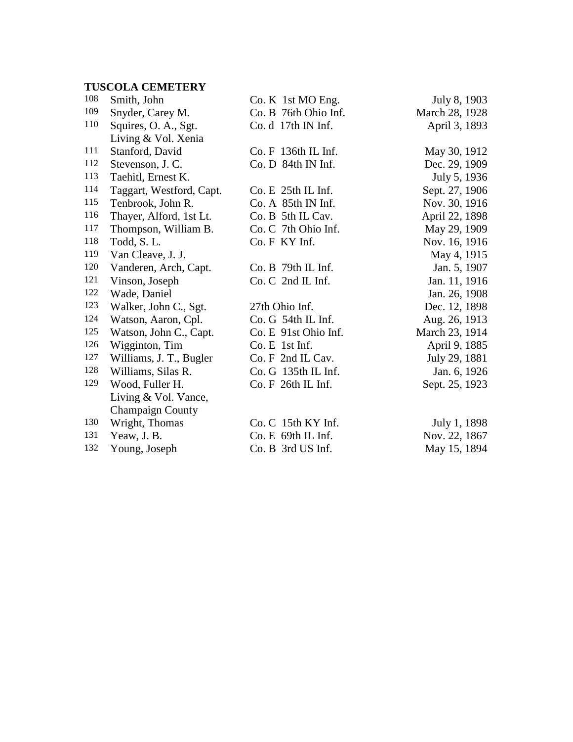**TUSCOLA CEMETERY**

| | | | |
|---|---|---|---|
| 108 | Smith, John | Co. K 1st MO Eng. | July 8, 1903 |
| 109 | Snyder, Carey M. | Co. B 76th Ohio Inf. | March 28, 1928 |
| 110 | Squires, O. A., Sgt.<br>Living & Vol. Xenia | Co. d 17th IN Inf. | April 3, 1893 |
| 111 | Stanford, David | Co. F 136th IL Inf. | May 30, 1912 |
| 112 | Stevenson, J. C. | Co. D 84th IN Inf. | Dec. 29, 1909 |
| 113 | Taehitl, Ernest K. | | July 5, 1936 |
| 114 | Taggart, Westford, Capt. | Co. E 25th IL Inf. | Sept. 27, 1906 |
| 115 | Tenbrook, John R. | Co. A 85th IN Inf. | Nov. 30, 1916 |
| 116 | Thayer, Alford, 1st Lt. | Co. B 5th IL Cav. | April 22, 1898 |
| 117 | Thompson, William B. | Co. C 7th Ohio Inf. | May 29, 1909 |
| 118 | Todd, S. L. | Co. F KY Inf. | Nov. 16, 1916 |
| 119 | Van Cleave, J. J. | | May 4, 1915 |
| 120 | Vanderen, Arch, Capt. | Co. B 79th IL Inf. | Jan. 5, 1907 |
| 121 | Vinson, Joseph | Co. C 2nd IL Inf. | Jan. 11, 1916 |
| 122 | Wade, Daniel | | Jan. 26, 1908 |
| 123 | Walker, John C., Sgt. | 27th Ohio Inf. | Dec. 12, 1898 |
| 124 | Watson, Aaron, Cpl. | Co. G 54th IL Inf. | Aug. 26, 1913 |
| 125 | Watson, John C., Capt. | Co. E 91st Ohio Inf. | March 23, 1914 |
| 126 | Wigginton, Tim | Co. E 1st Inf. | April 9, 1885 |
| 127 | Williams, J. T., Bugler | Co. F 2nd IL Cav. | July 29, 1881 |
| 128 | Williams, Silas R. | Co. G 135th IL Inf. | Jan. 6, 1926 |
| 129 | Wood, Fuller H.<br>Living & Vol. Vance, Champaign County | Co. F 26th IL Inf. | Sept. 25, 1923 |
| 130 | Wright, Thomas | Co. C 15th KY Inf. | July 1, 1898 |
| 131 | Yeaw, J. B. | Co. E 69th IL Inf. | Nov. 22, 1867 |
| 132 | Young, Joseph | Co. B 3rd US Inf. | May 15, 1894 |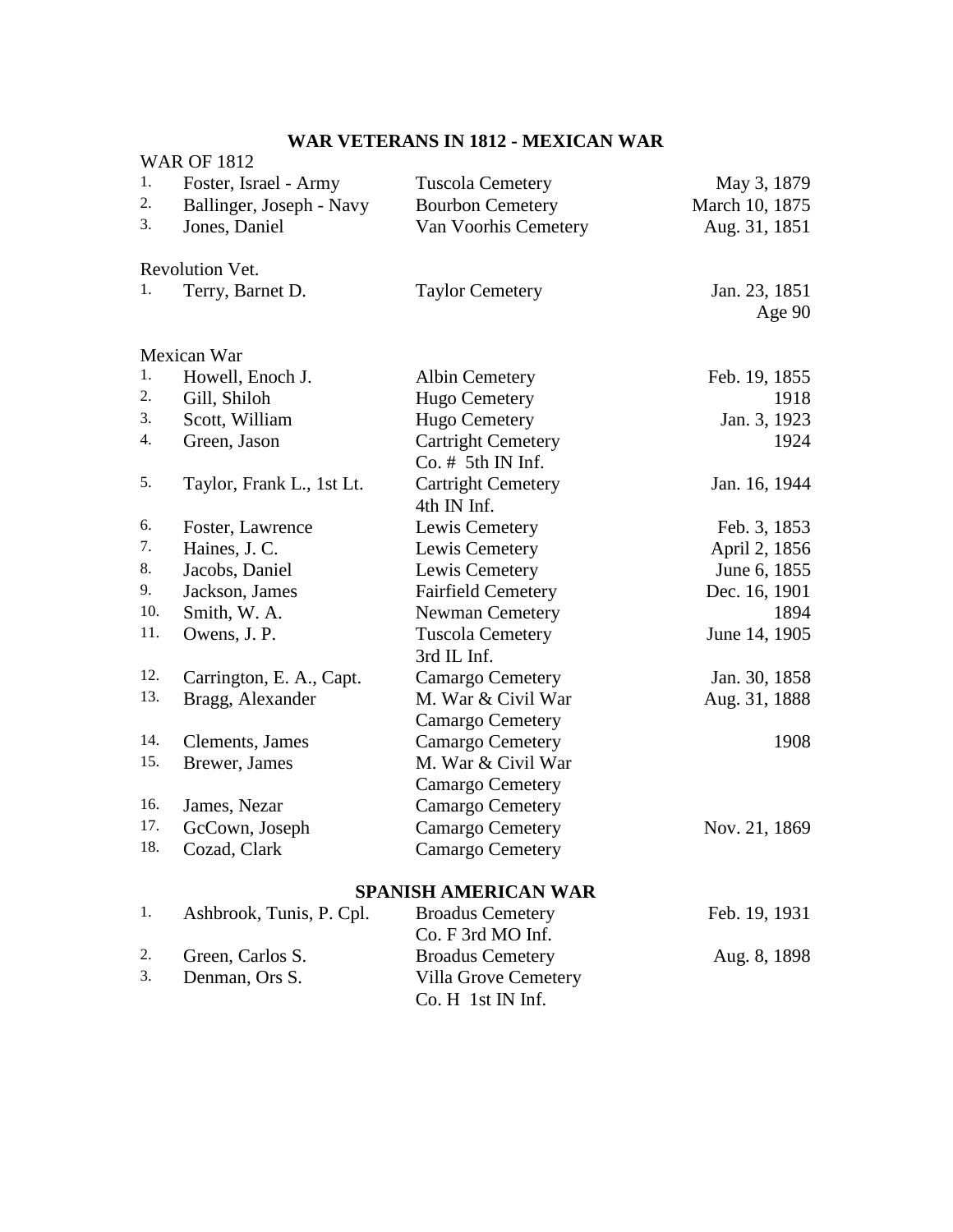## WAR VETERANS IN 1812 - MEXICAN WAR

WAR OF 1812

| # | Name | Cemetery | Date |
|---|---|---|---|
| 1. | Foster, Israel - Army | Tuscola Cemetery | May 3, 1879 |
| 2. | Ballinger, Joseph - Navy | Bourbon Cemetery | March 10, 1875 |
| 3. | Jones, Daniel | Van Voorhis Cemetery | Aug. 31, 1851 |

Revolution Vet.

| # | Name | Cemetery | Date |
|---|---|---|---|
| 1. | Terry, Barnet D. | Taylor Cemetery | Jan. 23, 1851 Age 90 |

Mexican War

| # | Name | Cemetery | Date |
|---|---|---|---|
| 1. | Howell, Enoch J. | Albin Cemetery | Feb. 19, 1855 |
| 2. | Gill, Shiloh | Hugo Cemetery | 1918 |
| 3. | Scott, William | Hugo Cemetery | Jan. 3, 1923 |
| 4. | Green, Jason | Cartright Cemetery Co. # 5th IN Inf. | 1924 |
| 5. | Taylor, Frank L., 1st Lt. | Cartright Cemetery 4th IN Inf. | Jan. 16, 1944 |
| 6. | Foster, Lawrence | Lewis Cemetery | Feb. 3, 1853 |
| 7. | Haines, J. C. | Lewis Cemetery | April 2, 1856 |
| 8. | Jacobs, Daniel | Lewis Cemetery | June 6, 1855 |
| 9. | Jackson, James | Fairfield Cemetery | Dec. 16, 1901 |
| 10. | Smith, W. A. | Newman Cemetery | 1894 |
| 11. | Owens, J. P. | Tuscola Cemetery 3rd IL Inf. | June 14, 1905 |
| 12. | Carrington, E. A., Capt. | Camargo Cemetery | Jan. 30, 1858 |
| 13. | Bragg, Alexander | M. War & Civil War Camargo Cemetery | Aug. 31, 1888 |
| 14. | Clements, James | Camargo Cemetery | 1908 |
| 15. | Brewer, James | M. War & Civil War Camargo Cemetery | |
| 16. | James, Nezar | Camargo Cemetery | |
| 17. | GcCown, Joseph | Camargo Cemetery | Nov. 21, 1869 |
| 18. | Cozad, Clark | Camargo Cemetery | |

### SPANISH AMERICAN WAR

| # | Name | Cemetery | Date |
|---|---|---|---|
| 1. | Ashbrook, Tunis, P. Cpl. | Broadus Cemetery Co. F 3rd MO Inf. | Feb. 19, 1931 |
| 2. | Green, Carlos S. | Broadus Cemetery | Aug. 8, 1898 |
| 3. | Denman, Ors S. | Villa Grove Cemetery Co. H 1st IN Inf. | |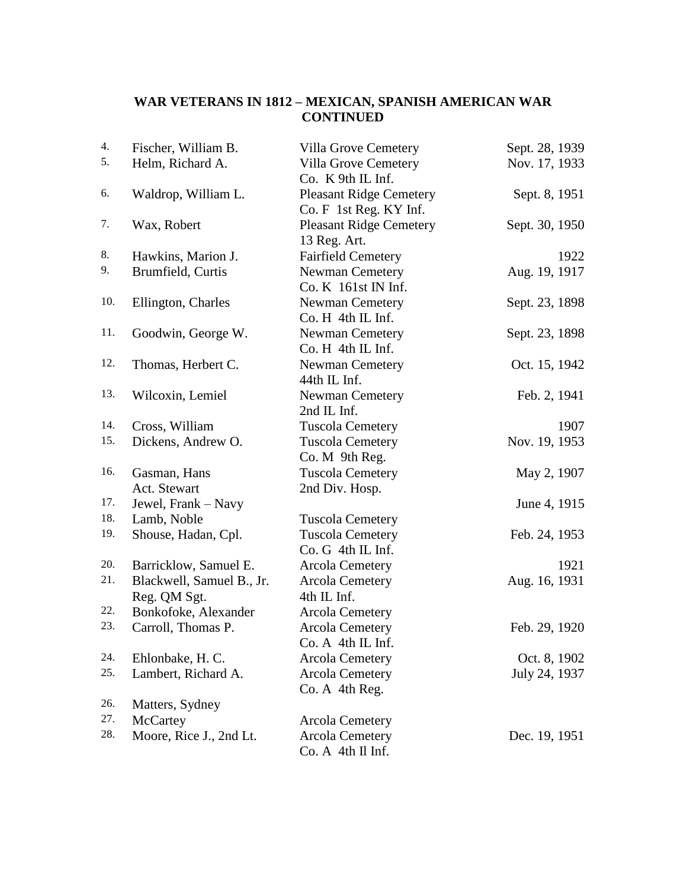**WAR VETERANS IN 1812 – MEXICAN, SPANISH AMERICAN WAR CONTINUED**

| No. | Name | Cemetery / Unit | Date |
|---|---|---|---|
| 4. | Fischer, William B. | Villa Grove Cemetery | Sept. 28, 1939 |
| 5. | Helm, Richard A. | Villa Grove Cemetery<br>Co. K 9th IL Inf. | Nov. 17, 1933 |
| 6. | Waldrop, William L. | Pleasant Ridge Cemetery<br>Co. F 1st Reg. KY Inf. | Sept. 8, 1951 |
| 7. | Wax, Robert | Pleasant Ridge Cemetery<br>13 Reg. Art. | Sept. 30, 1950 |
| 8. | Hawkins, Marion J. | Fairfield Cemetery | 1922 |
| 9. | Brumfield, Curtis | Newman Cemetery<br>Co. K 161st IN Inf. | Aug. 19, 1917 |
| 10. | Ellington, Charles | Newman Cemetery<br>Co. H 4th IL Inf. | Sept. 23, 1898 |
| 11. | Goodwin, George W. | Newman Cemetery<br>Co. H 4th IL Inf. | Sept. 23, 1898 |
| 12. | Thomas, Herbert C. | Newman Cemetery<br>44th IL Inf. | Oct. 15, 1942 |
| 13. | Wilcoxin, Lemiel | Newman Cemetery<br>2nd IL Inf. | Feb. 2, 1941 |
| 14. | Cross, William | Tuscola Cemetery | 1907 |
| 15. | Dickens, Andrew O. | Tuscola Cemetery<br>Co. M 9th Reg. | Nov. 19, 1953 |
| 16. | Gasman, Hans<br>Act. Stewart | Tuscola Cemetery<br>2nd Div. Hosp. | May 2, 1907 |
| 17. | Jewel, Frank – Navy | | June 4, 1915 |
| 18. | Lamb, Noble | Tuscola Cemetery | |
| 19. | Shouse, Hadan, Cpl. | Tuscola Cemetery<br>Co. G 4th IL Inf. | Feb. 24, 1953 |
| 20. | Barricklow, Samuel E. | Arcola Cemetery | 1921 |
| 21. | Blackwell, Samuel B., Jr.<br>Reg. QM Sgt. | Arcola Cemetery<br>4th IL Inf. | Aug. 16, 1931 |
| 22. | Bonkofoke, Alexander | Arcola Cemetery | |
| 23. | Carroll, Thomas P. | Arcola Cemetery<br>Co. A 4th IL Inf. | Feb. 29, 1920 |
| 24. | Ehlonbake, H. C. | Arcola Cemetery | Oct. 8, 1902 |
| 25. | Lambert, Richard A. | Arcola Cemetery<br>Co. A 4th Reg. | July 24, 1937 |
| 26. | Matters, Sydney | | |
| 27. | McCartey | Arcola Cemetery | |
| 28. | Moore, Rice J., 2nd Lt. | Arcola Cemetery<br>Co. A 4th Il Inf. | Dec. 19, 1951 |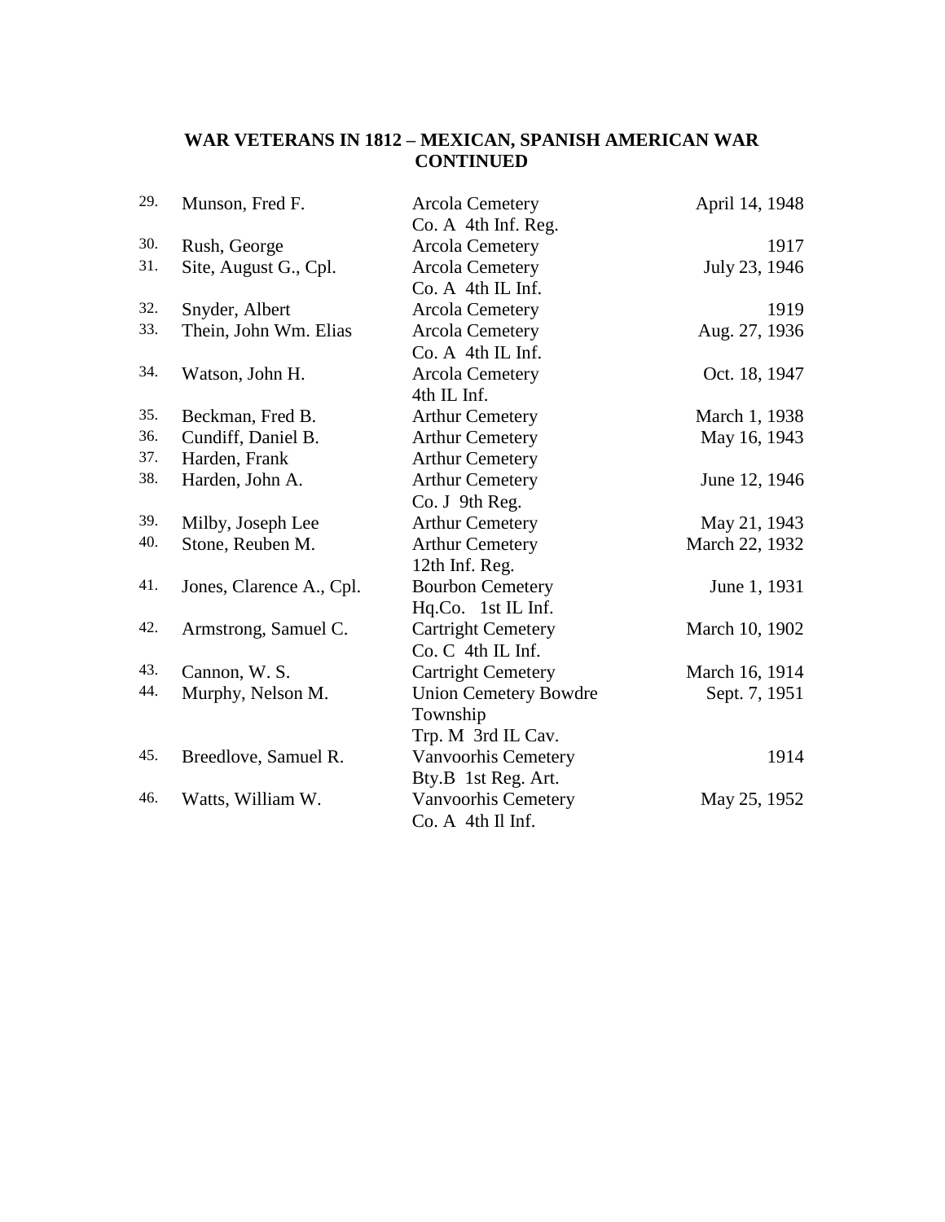## WAR VETERANS IN 1812 – MEXICAN, SPANISH AMERICAN WAR CONTINUED

| No. | Name | Cemetery / Unit | Date |
|---|---|---|---|
| 29. | Munson, Fred F. | Arcola Cemetery<br>Co. A 4th Inf. Reg. | April 14, 1948 |
| 30. | Rush, George | Arcola Cemetery | 1917 |
| 31. | Site, August G., Cpl. | Arcola Cemetery<br>Co. A 4th IL Inf. | July 23, 1946 |
| 32. | Snyder, Albert | Arcola Cemetery | 1919 |
| 33. | Thein, John Wm. Elias | Arcola Cemetery<br>Co. A 4th IL Inf. | Aug. 27, 1936 |
| 34. | Watson, John H. | Arcola Cemetery<br>4th IL Inf. | Oct. 18, 1947 |
| 35. | Beckman, Fred B. | Arthur Cemetery | March 1, 1938 |
| 36. | Cundiff, Daniel B. | Arthur Cemetery | May 16, 1943 |
| 37. | Harden, Frank | Arthur Cemetery | |
| 38. | Harden, John A. | Arthur Cemetery<br>Co. J 9th Reg. | June 12, 1946 |
| 39. | Milby, Joseph Lee | Arthur Cemetery | May 21, 1943 |
| 40. | Stone, Reuben M. | Arthur Cemetery<br>12th Inf. Reg. | March 22, 1932 |
| 41. | Jones, Clarence A., Cpl. | Bourbon Cemetery<br>Hq.Co. 1st IL Inf. | June 1, 1931 |
| 42. | Armstrong, Samuel C. | Cartright Cemetery<br>Co. C 4th IL Inf. | March 10, 1902 |
| 43. | Cannon, W. S. | Cartright Cemetery | March 16, 1914 |
| 44. | Murphy, Nelson M. | Union Cemetery Bowdre Township<br>Trp. M 3rd IL Cav. | Sept. 7, 1951 |
| 45. | Breedlove, Samuel R. | Vanvoorhis Cemetery<br>Bty.B 1st Reg. Art. | 1914 |
| 46. | Watts, William W. | Vanvoorhis Cemetery<br>Co. A 4th Il Inf. | May 25, 1952 |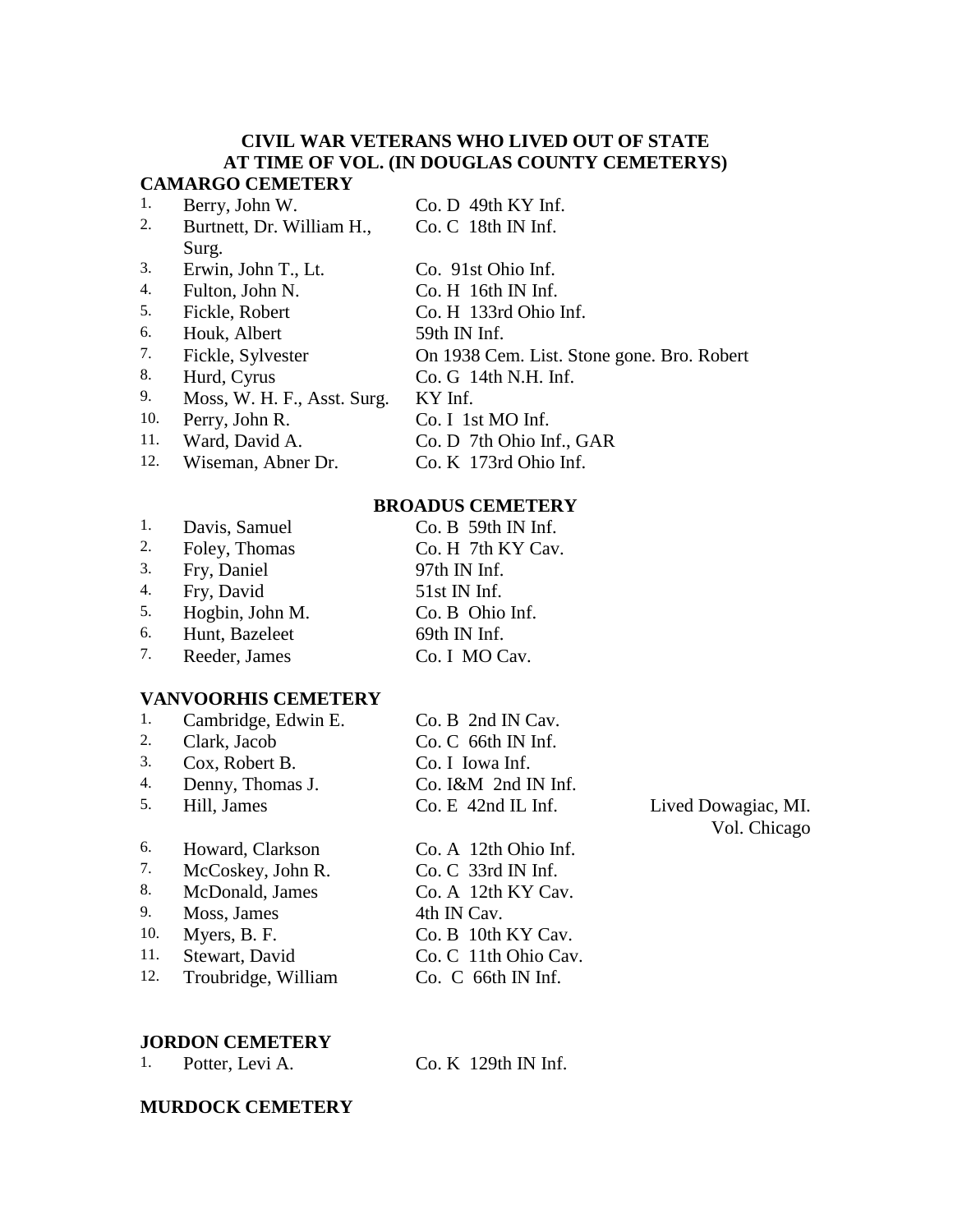# CIVIL WAR VETERANS WHO LIVED OUT OF STATE AT TIME OF VOL. (IN DOUGLAS COUNTY CEMETERYS)

## CAMARGO CEMETERY

| | | |
|---|---|---|
| 1. | Berry, John W. | Co. D 49th KY Inf. |
| 2. | Burtnett, Dr. William H., Surg. | Co. C 18th IN Inf. |
| 3. | Erwin, John T., Lt. | Co. 91st Ohio Inf. |
| 4. | Fulton, John N. | Co. H 16th IN Inf. |
| 5. | Fickle, Robert | Co. H 133rd Ohio Inf. |
| 6. | Houk, Albert | 59th IN Inf. |
| 7. | Fickle, Sylvester | On 1938 Cem. List. Stone gone. Bro. Robert |
| 8. | Hurd, Cyrus | Co. G 14th N.H. Inf. |
| 9. | Moss, W. H. F., Asst. Surg. | KY Inf. |
| 10. | Perry, John R. | Co. I 1st MO Inf. |
| 11. | Ward, David A. | Co. D 7th Ohio Inf., GAR |
| 12. | Wiseman, Abner Dr. | Co. K 173rd Ohio Inf. |

## BROADUS CEMETERY

| | | |
|---|---|---|
| 1. | Davis, Samuel | Co. B 59th IN Inf. |
| 2. | Foley, Thomas | Co. H 7th KY Cav. |
| 3. | Fry, Daniel | 97th IN Inf. |
| 4. | Fry, David | 51st IN Inf. |
| 5. | Hogbin, John M. | Co. B Ohio Inf. |
| 6. | Hunt, Bazeleet | 69th IN Inf. |
| 7. | Reeder, James | Co. I MO Cav. |

## VANVOORHIS CEMETERY

| | | | |
|---|---|---|---|
| 1. | Cambridge, Edwin E. | Co. B 2nd IN Cav. | |
| 2. | Clark, Jacob | Co. C 66th IN Inf. | |
| 3. | Cox, Robert B. | Co. I Iowa Inf. | |
| 4. | Denny, Thomas J. | Co. I&M 2nd IN Inf. | |
| 5. | Hill, James | Co. E 42nd IL Inf. | Lived Dowagiac, MI. Vol. Chicago |
| 6. | Howard, Clarkson | Co. A 12th Ohio Inf. | |
| 7. | McCoskey, John R. | Co. C 33rd IN Inf. | |
| 8. | McDonald, James | Co. A 12th KY Cav. | |
| 9. | Moss, James | 4th IN Cav. | |
| 10. | Myers, B. F. | Co. B 10th KY Cav. | |
| 11. | Stewart, David | Co. C 11th Ohio Cav. | |
| 12. | Troubridge, William | Co. C 66th IN Inf. | |

## JORDON CEMETERY

| | | |
|---|---|---|
| 1. | Potter, Levi A. | Co. K 129th IN Inf. |

## MURDOCK CEMETERY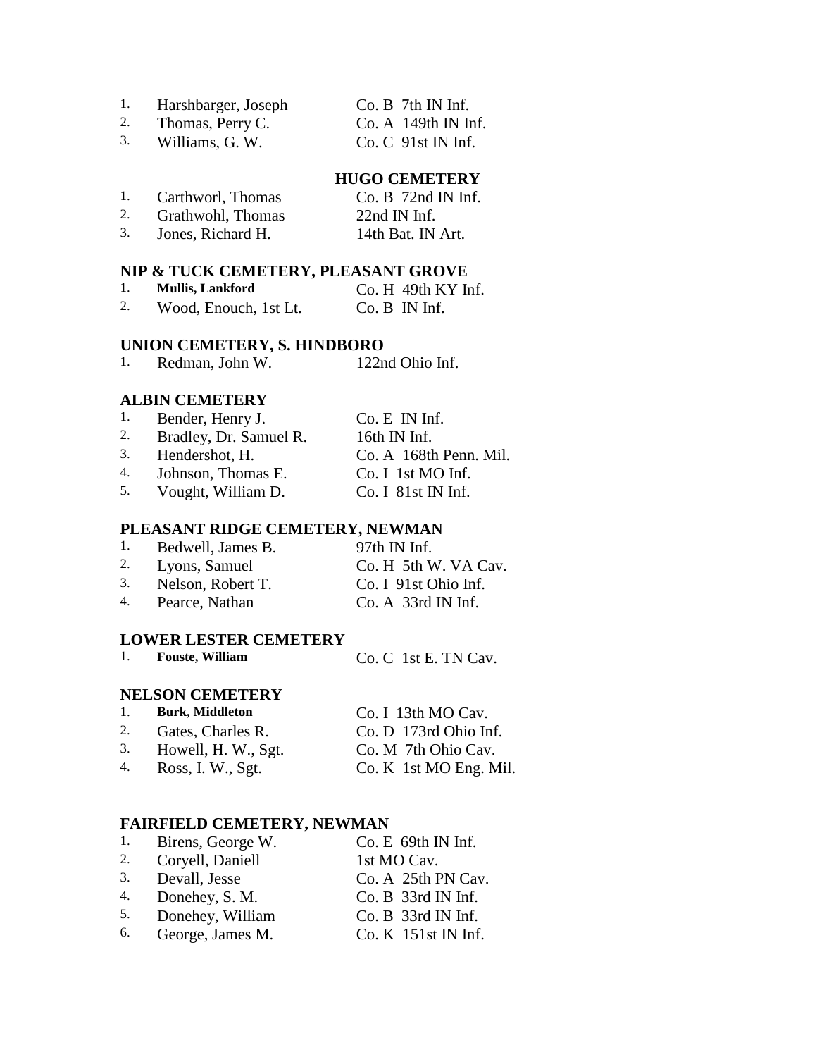1. Harshbarger, Joseph — Co. B 7th IN Inf.
2. Thomas, Perry C. — Co. A 149th IN Inf.
3. Williams, G. W. — Co. C 91st IN Inf.

### HUGO CEMETERY

1. Carthworl, Thomas — Co. B 72nd IN Inf.
2. Grathwohl, Thomas — 22nd IN Inf.
3. Jones, Richard H. — 14th Bat. IN Art.

### NIP & TUCK CEMETERY, PLEASANT GROVE

1. **Mullis, Lankford** — Co. H 49th KY Inf.
2. Wood, Enouch, 1st Lt. — Co. B IN Inf.

### UNION CEMETERY, S. HINDBORO

1. Redman, John W. — 122nd Ohio Inf.

### ALBIN CEMETERY

1. Bender, Henry J. — Co. E IN Inf.
2. Bradley, Dr. Samuel R. — 16th IN Inf.
3. Hendershot, H. — Co. A 168th Penn. Mil.
4. Johnson, Thomas E. — Co. I 1st MO Inf.
5. Vought, William D. — Co. I 81st IN Inf.

### PLEASANT RIDGE CEMETERY, NEWMAN

1. Bedwell, James B. — 97th IN Inf.
2. Lyons, Samuel — Co. H 5th W. VA Cav.
3. Nelson, Robert T. — Co. I 91st Ohio Inf.
4. Pearce, Nathan — Co. A 33rd IN Inf.

### LOWER LESTER CEMETERY

1. **Fouste, William** — Co. C 1st E. TN Cav.

### NELSON CEMETERY

1. **Burk, Middleton** — Co. I 13th MO Cav.
2. Gates, Charles R. — Co. D 173rd Ohio Inf.
3. Howell, H. W., Sgt. — Co. M 7th Ohio Cav.
4. Ross, I. W., Sgt. — Co. K 1st MO Eng. Mil.

### FAIRFIELD CEMETERY, NEWMAN

1. Birens, George W. — Co. E 69th IN Inf.
2. Coryell, Daniell — 1st MO Cav.
3. Devall, Jesse — Co. A 25th PN Cav.
4. Donehey, S. M. — Co. B 33rd IN Inf.
5. Donehey, William — Co. B 33rd IN Inf.
6. George, James M. — Co. K 151st IN Inf.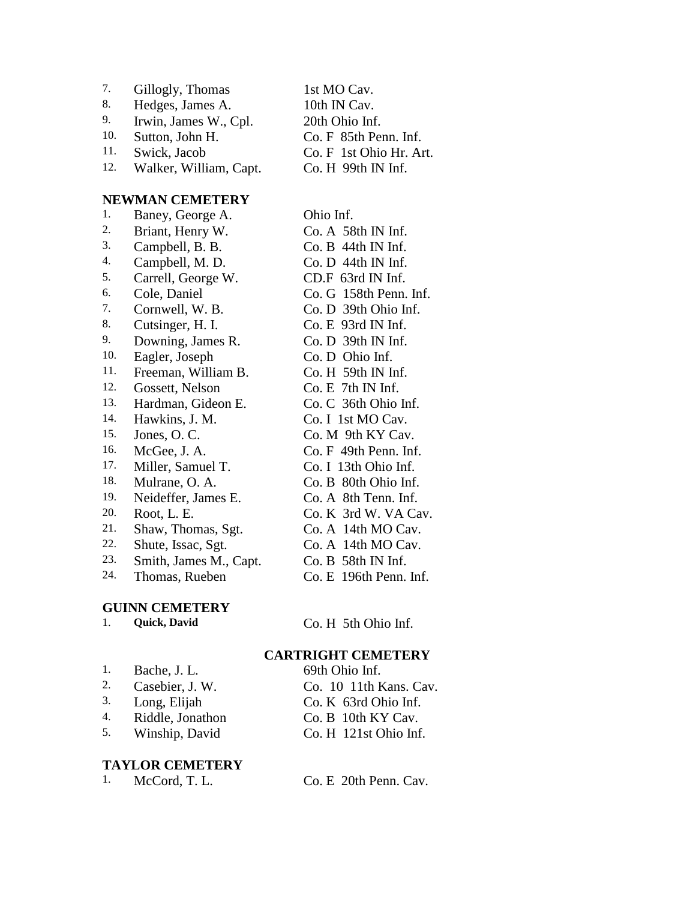7. Gillogly, Thomas — 1st MO Cav.
8. Hedges, James A. — 10th IN Cav.
9. Irwin, James W., Cpl. — 20th Ohio Inf.
10. Sutton, John H. — Co. F 85th Penn. Inf.
11. Swick, Jacob — Co. F 1st Ohio Hr. Art.
12. Walker, William, Capt. — Co. H 99th IN Inf.

**NEWMAN CEMETERY**

1. Baney, George A. — Ohio Inf.
2. Briant, Henry W. — Co. A 58th IN Inf.
3. Campbell, B. B. — Co. B 44th IN Inf.
4. Campbell, M. D. — Co. D 44th IN Inf.
5. Carrell, George W. — CD.F 63rd IN Inf.
6. Cole, Daniel — Co. G 158th Penn. Inf.
7. Cornwell, W. B. — Co. D 39th Ohio Inf.
8. Cutsinger, H. I. — Co. E 93rd IN Inf.
9. Downing, James R. — Co. D 39th IN Inf.
10. Eagler, Joseph — Co. D Ohio Inf.
11. Freeman, William B. — Co. H 59th IN Inf.
12. Gossett, Nelson — Co. E 7th IN Inf.
13. Hardman, Gideon E. — Co. C 36th Ohio Inf.
14. Hawkins, J. M. — Co. I 1st MO Cav.
15. Jones, O. C. — Co. M 9th KY Cav.
16. McGee, J. A. — Co. F 49th Penn. Inf.
17. Miller, Samuel T. — Co. I 13th Ohio Inf.
18. Mulrane, O. A. — Co. B 80th Ohio Inf.
19. Neideffer, James E. — Co. A 8th Tenn. Inf.
20. Root, L. E. — Co. K 3rd W. VA Cav.
21. Shaw, Thomas, Sgt. — Co. A 14th MO Cav.
22. Shute, Issac, Sgt. — Co. A 14th MO Cav.
23. Smith, James M., Capt. — Co. B 58th IN Inf.
24. Thomas, Rueben — Co. E 196th Penn. Inf.

**GUINN CEMETERY**

1. **Quick, David** — Co. H 5th Ohio Inf.

**CARTRIGHT CEMETERY**

1. Bache, J. L. — 69th Ohio Inf.
2. Casebier, J. W. — Co. 10 11th Kans. Cav.
3. Long, Elijah — Co. K 63rd Ohio Inf.
4. Riddle, Jonathon — Co. B 10th KY Cav.
5. Winship, David — Co. H 121st Ohio Inf.

**TAYLOR CEMETERY**

1. McCord, T. L. — Co. E 20th Penn. Cav.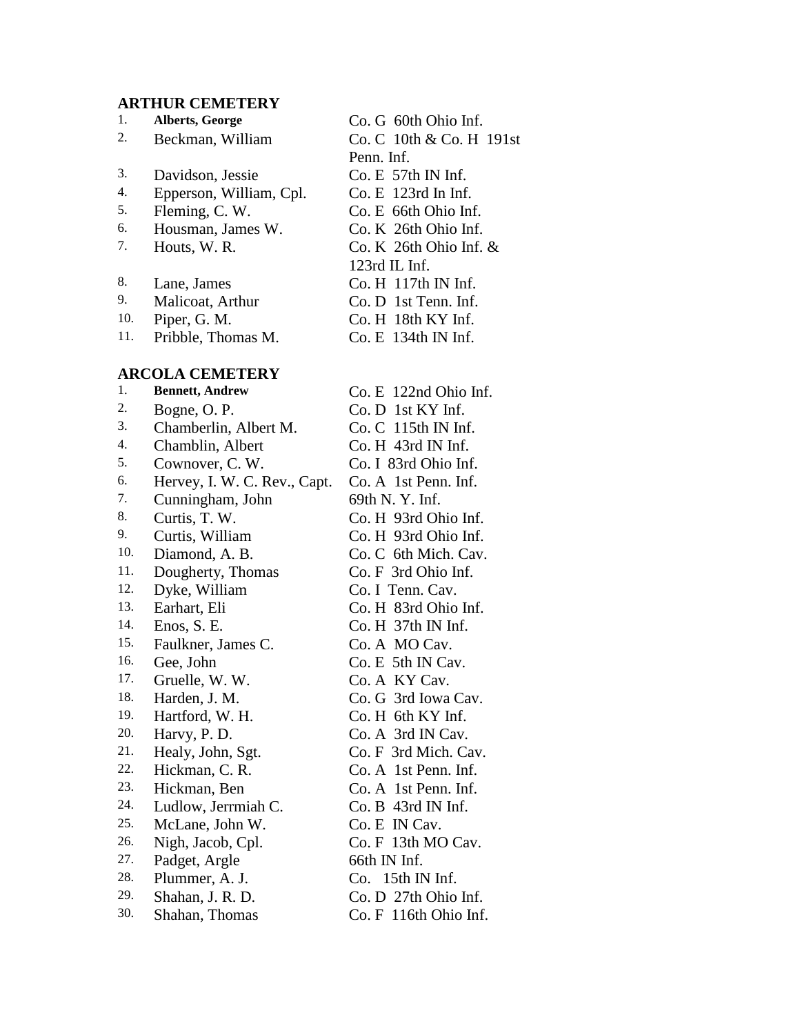**ARTHUR CEMETERY**

| | | |
|---|---|---|
| 1. | **Alberts, George** | Co. G 60th Ohio Inf. |
| 2. | Beckman, William | Co. C 10th & Co. H 191st Penn. Inf. |
| 3. | Davidson, Jessie | Co. E 57th IN Inf. |
| 4. | Epperson, William, Cpl. | Co. E 123rd In Inf. |
| 5. | Fleming, C. W. | Co. E 66th Ohio Inf. |
| 6. | Housman, James W. | Co. K 26th Ohio Inf. |
| 7. | Houts, W. R. | Co. K 26th Ohio Inf. & 123rd IL Inf. |
| 8. | Lane, James | Co. H 117th IN Inf. |
| 9. | Malicoat, Arthur | Co. D 1st Tenn. Inf. |
| 10. | Piper, G. M. | Co. H 18th KY Inf. |
| 11. | Pribble, Thomas M. | Co. E 134th IN Inf. |

**ARCOLA CEMETERY**

| | | |
|---|---|---|
| 1. | **Bennett, Andrew** | Co. E 122nd Ohio Inf. |
| 2. | Bogne, O. P. | Co. D 1st KY Inf. |
| 3. | Chamberlin, Albert M. | Co. C 115th IN Inf. |
| 4. | Chamblin, Albert | Co. H 43rd IN Inf. |
| 5. | Cownover, C. W. | Co. I 83rd Ohio Inf. |
| 6. | Hervey, I. W. C. Rev., Capt. | Co. A 1st Penn. Inf. |
| 7. | Cunningham, John | 69th N. Y. Inf. |
| 8. | Curtis, T. W. | Co. H 93rd Ohio Inf. |
| 9. | Curtis, William | Co. H 93rd Ohio Inf. |
| 10. | Diamond, A. B. | Co. C 6th Mich. Cav. |
| 11. | Dougherty, Thomas | Co. F 3rd Ohio Inf. |
| 12. | Dyke, William | Co. I Tenn. Cav. |
| 13. | Earhart, Eli | Co. H 83rd Ohio Inf. |
| 14. | Enos, S. E. | Co. H 37th IN Inf. |
| 15. | Faulkner, James C. | Co. A MO Cav. |
| 16. | Gee, John | Co. E 5th IN Cav. |
| 17. | Gruelle, W. W. | Co. A KY Cav. |
| 18. | Harden, J. M. | Co. G 3rd Iowa Cav. |
| 19. | Hartford, W. H. | Co. H 6th KY Inf. |
| 20. | Harvy, P. D. | Co. A 3rd IN Cav. |
| 21. | Healy, John, Sgt. | Co. F 3rd Mich. Cav. |
| 22. | Hickman, C. R. | Co. A 1st Penn. Inf. |
| 23. | Hickman, Ben | Co. A 1st Penn. Inf. |
| 24. | Ludlow, Jerrmiah C. | Co. B 43rd IN Inf. |
| 25. | McLane, John W. | Co. E IN Cav. |
| 26. | Nigh, Jacob, Cpl. | Co. F 13th MO Cav. |
| 27. | Padget, Argle | 66th IN Inf. |
| 28. | Plummer, A. J. | Co. 15th IN Inf. |
| 29. | Shahan, J. R. D. | Co. D 27th Ohio Inf. |
| 30. | Shahan, Thomas | Co. F 116th Ohio Inf. |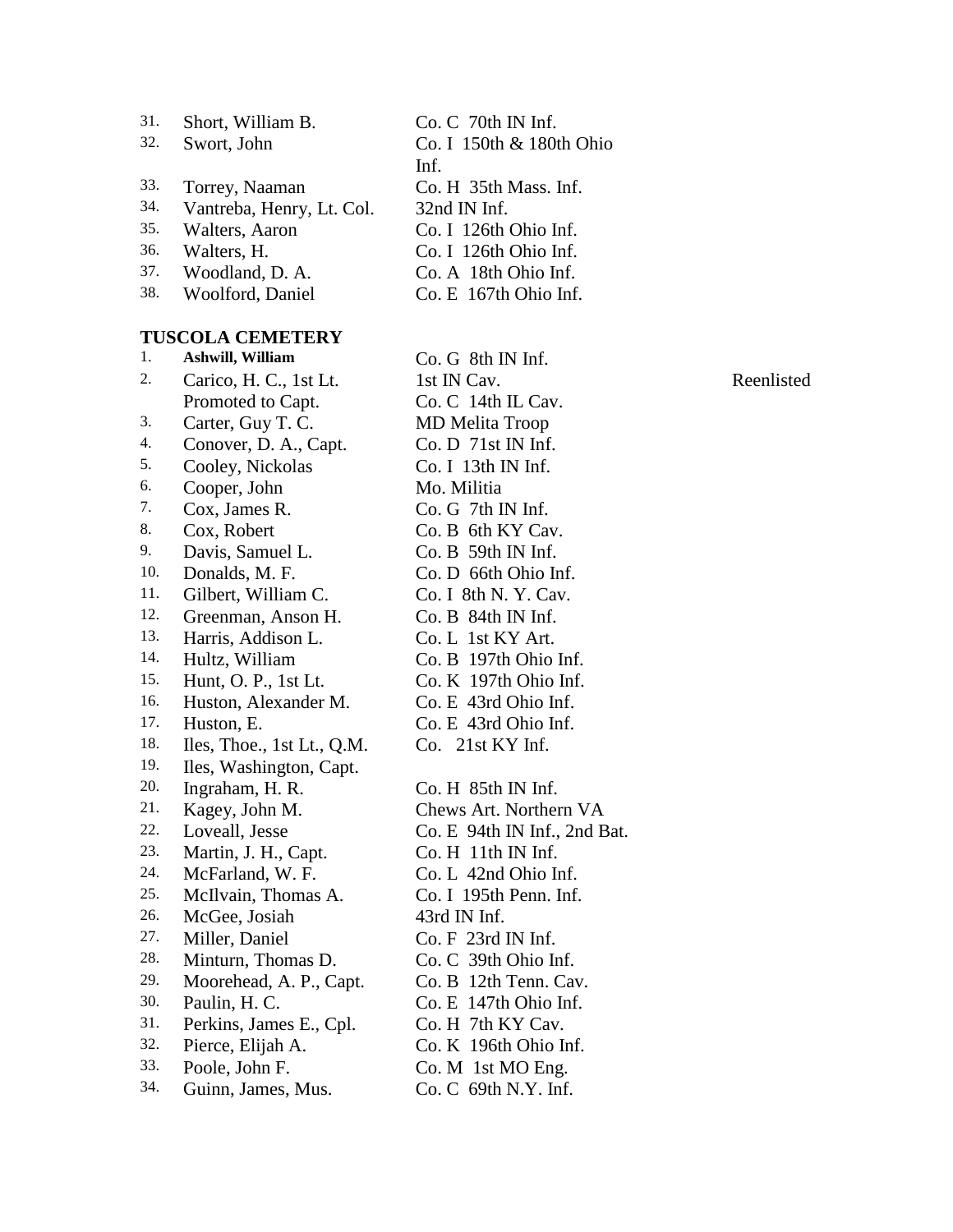| | | | |
|---|---|---|---|
| 31. | Short, William B. | Co. C 70th IN Inf. | |
| 32. | Swort, John | Co. I 150th & 180th Ohio Inf. | |
| 33. | Torrey, Naaman | Co. H 35th Mass. Inf. | |
| 34. | Vantreba, Henry, Lt. Col. | 32nd IN Inf. | |
| 35. | Walters, Aaron | Co. I 126th Ohio Inf. | |
| 36. | Walters, H. | Co. I 126th Ohio Inf. | |
| 37. | Woodland, D. A. | Co. A 18th Ohio Inf. | |
| 38. | Woolford, Daniel | Co. E 167th Ohio Inf. | |

**TUSCOLA CEMETERY**

| | | | |
|---|---|---|---|
| 1. | **Ashwill, William** | Co. G 8th IN Inf. | |
| 2. | Carico, H. C., 1st Lt. | 1st IN Cav. | Reenlisted |
| | Promoted to Capt. | Co. C 14th IL Cav. | |
| 3. | Carter, Guy T. C. | MD Melita Troop | |
| 4. | Conover, D. A., Capt. | Co. D 71st IN Inf. | |
| 5. | Cooley, Nickolas | Co. I 13th IN Inf. | |
| 6. | Cooper, John | Mo. Militia | |
| 7. | Cox, James R. | Co. G 7th IN Inf. | |
| 8. | Cox, Robert | Co. B 6th KY Cav. | |
| 9. | Davis, Samuel L. | Co. B 59th IN Inf. | |
| 10. | Donalds, M. F. | Co. D 66th Ohio Inf. | |
| 11. | Gilbert, William C. | Co. I 8th N. Y. Cav. | |
| 12. | Greenman, Anson H. | Co. B 84th IN Inf. | |
| 13. | Harris, Addison L. | Co. L 1st KY Art. | |
| 14. | Hultz, William | Co. B 197th Ohio Inf. | |
| 15. | Hunt, O. P., 1st Lt. | Co. K 197th Ohio Inf. | |
| 16. | Huston, Alexander M. | Co. E 43rd Ohio Inf. | |
| 17. | Huston, E. | Co. E 43rd Ohio Inf. | |
| 18. | Iles, Thoe., 1st Lt., Q.M. | Co. 21st KY Inf. | |
| 19. | Iles, Washington, Capt. | | |
| 20. | Ingraham, H. R. | Co. H 85th IN Inf. | |
| 21. | Kagey, John M. | Chews Art. Northern VA | |
| 22. | Loveall, Jesse | Co. E 94th IN Inf., 2nd Bat. | |
| 23. | Martin, J. H., Capt. | Co. H 11th IN Inf. | |
| 24. | McFarland, W. F. | Co. L 42nd Ohio Inf. | |
| 25. | McIlvain, Thomas A. | Co. I 195th Penn. Inf. | |
| 26. | McGee, Josiah | 43rd IN Inf. | |
| 27. | Miller, Daniel | Co. F 23rd IN Inf. | |
| 28. | Minturn, Thomas D. | Co. C 39th Ohio Inf. | |
| 29. | Moorehead, A. P., Capt. | Co. B 12th Tenn. Cav. | |
| 30. | Paulin, H. C. | Co. E 147th Ohio Inf. | |
| 31. | Perkins, James E., Cpl. | Co. H 7th KY Cav. | |
| 32. | Pierce, Elijah A. | Co. K 196th Ohio Inf. | |
| 33. | Poole, John F. | Co. M 1st MO Eng. | |
| 34. | Guinn, James, Mus. | Co. C 69th N.Y. Inf. | |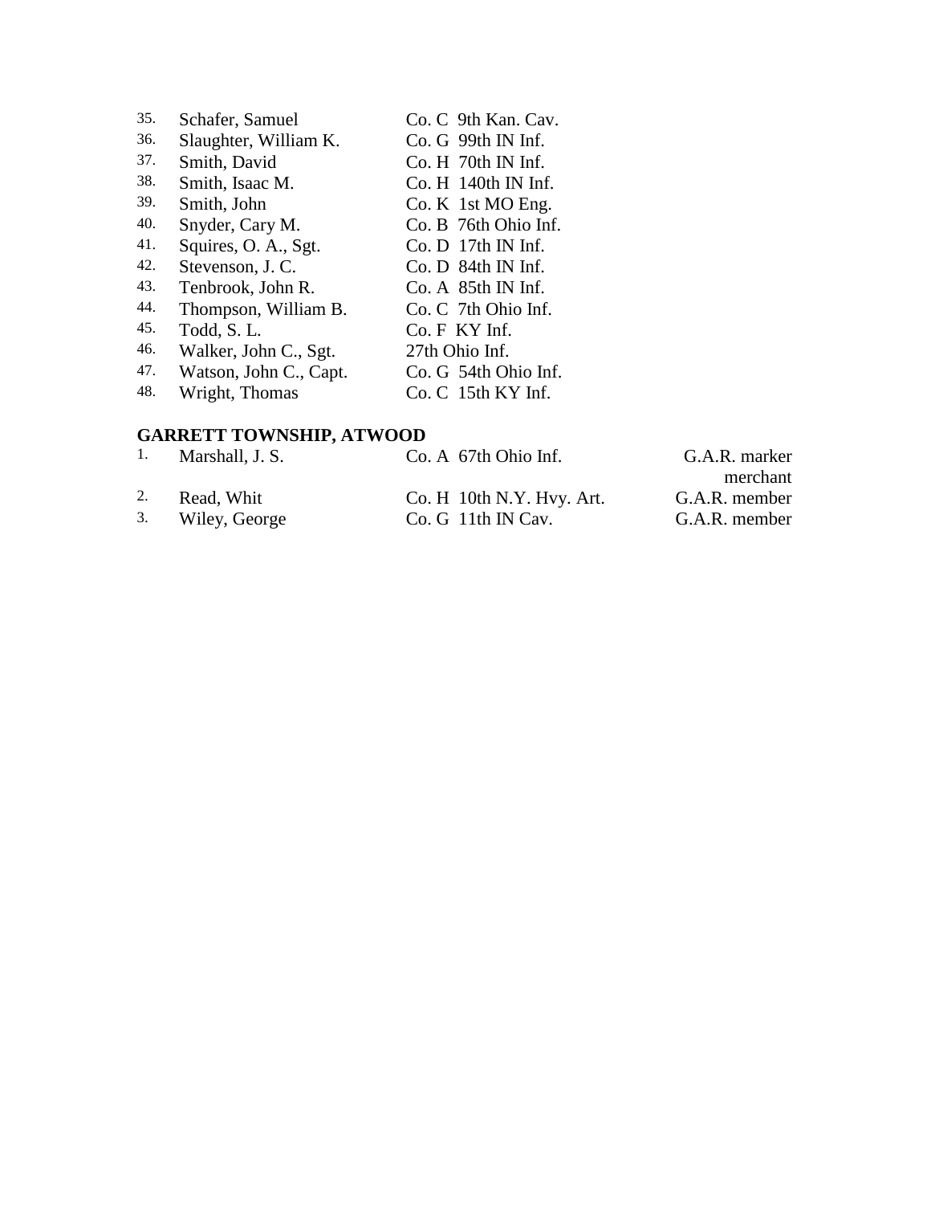| | | |
|---|---|---|
| 35. | Schafer, Samuel | Co. C 9th Kan. Cav. |
| 36. | Slaughter, William K. | Co. G 99th IN Inf. |
| 37. | Smith, David | Co. H 70th IN Inf. |
| 38. | Smith, Isaac M. | Co. H 140th IN Inf. |
| 39. | Smith, John | Co. K 1st MO Eng. |
| 40. | Snyder, Cary M. | Co. B 76th Ohio Inf. |
| 41. | Squires, O. A., Sgt. | Co. D 17th IN Inf. |
| 42. | Stevenson, J. C. | Co. D 84th IN Inf. |
| 43. | Tenbrook, John R. | Co. A 85th IN Inf. |
| 44. | Thompson, William B. | Co. C 7th Ohio Inf. |
| 45. | Todd, S. L. | Co. F KY Inf. |
| 46. | Walker, John C., Sgt. | 27th Ohio Inf. |
| 47. | Watson, John C., Capt. | Co. G 54th Ohio Inf. |
| 48. | Wright, Thomas | Co. C 15th KY Inf. |

**GARRETT TOWNSHIP, ATWOOD**

| | | | |
|---|---|---|---|
| 1. | Marshall, J. S. | Co. A 67th Ohio Inf. | G.A.R. marker merchant |
| 2. | Read, Whit | Co. H 10th N.Y. Hvy. Art. | G.A.R. member |
| 3. | Wiley, George | Co. G 11th IN Cav. | G.A.R. member |